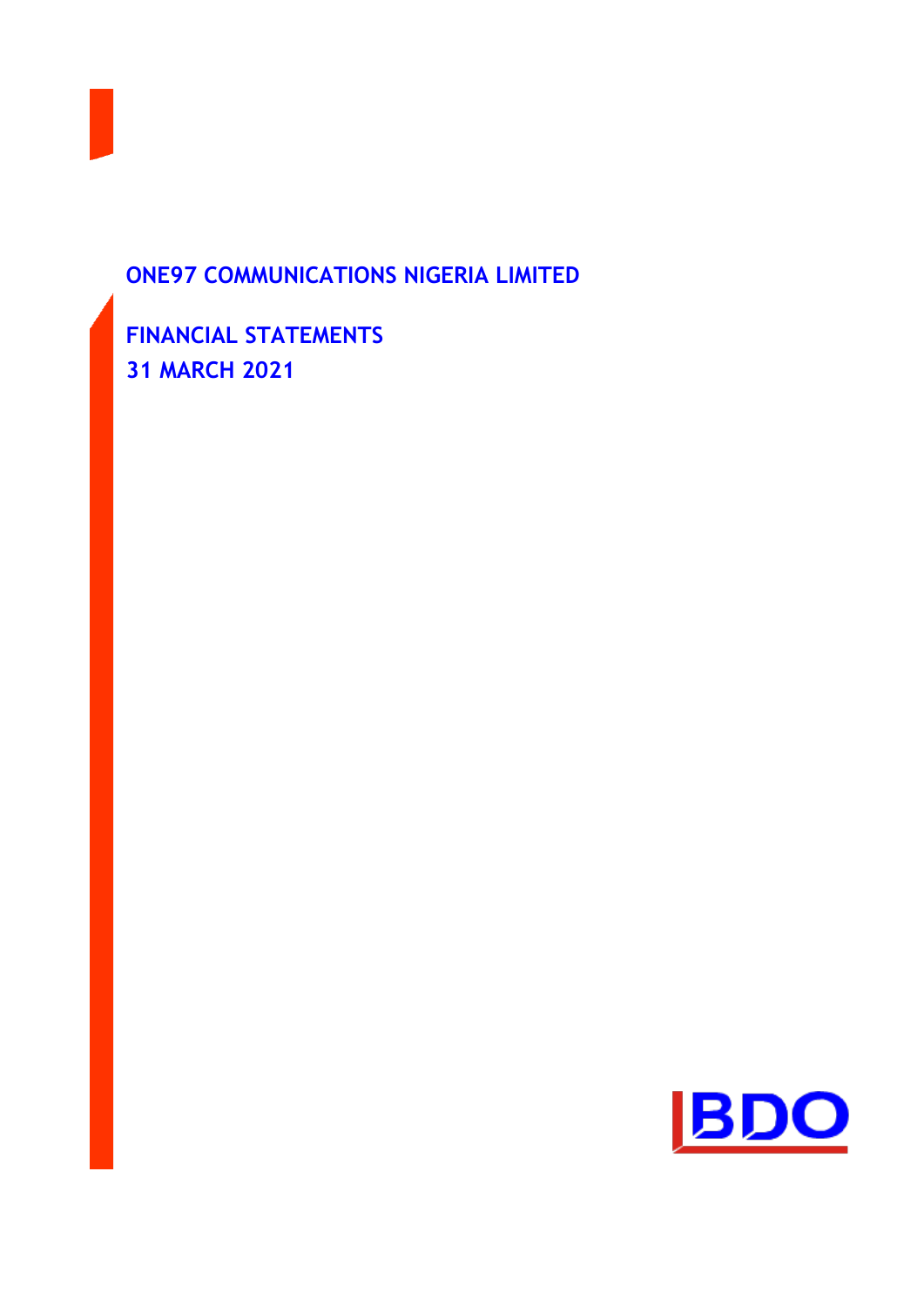# ONE97 COMMUNICATIONS NIGERIA LIMITED

## FINANCIAL STATEMENTS
## 31 MARCH 2021

BDO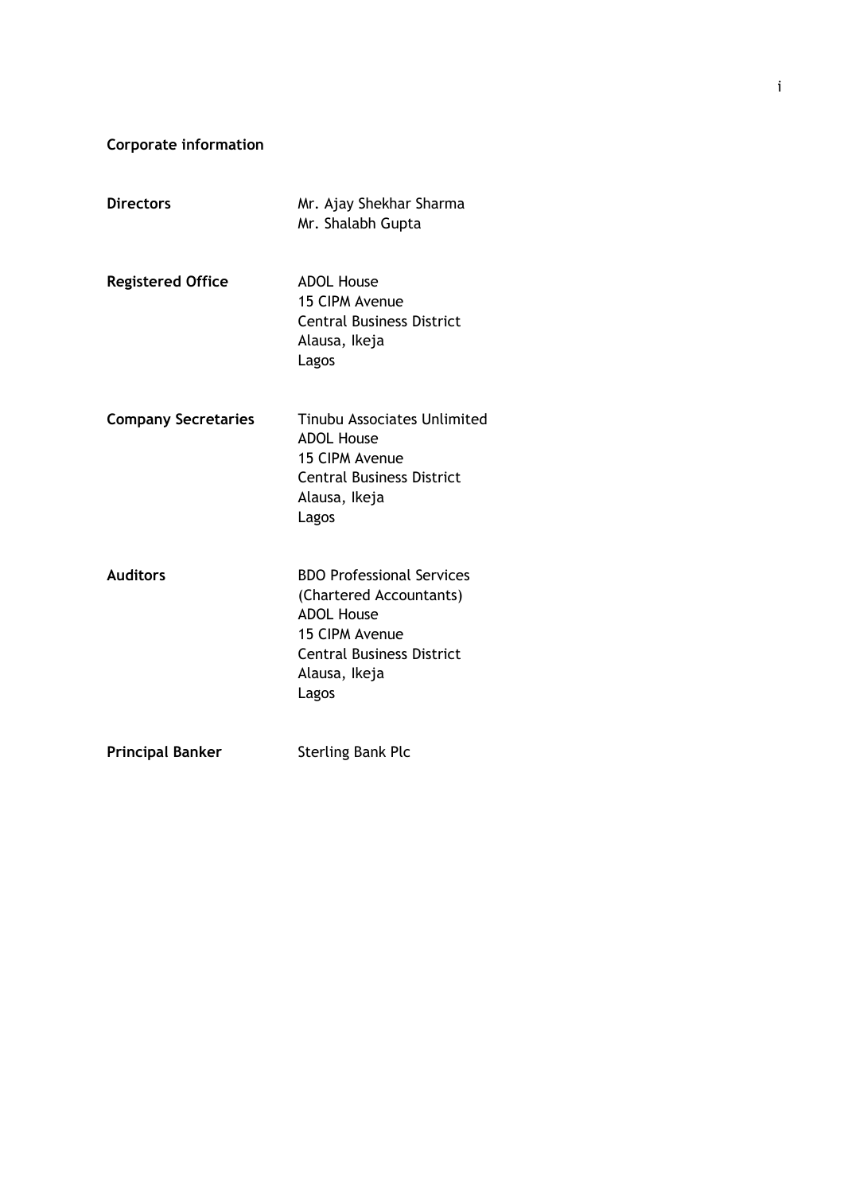## Corporate information

| | |
|---|---|
| **Directors** | Mr. Ajay Shekhar Sharma<br>Mr. Shalabh Gupta |
| **Registered Office** | ADOL House<br>15 CIPM Avenue<br>Central Business District<br>Alausa, Ikeja<br>Lagos |
| **Company Secretaries** | Tinubu Associates Unlimited<br>ADOL House<br>15 CIPM Avenue<br>Central Business District<br>Alausa, Ikeja<br>Lagos |
| **Auditors** | BDO Professional Services<br>(Chartered Accountants)<br>ADOL House<br>15 CIPM Avenue<br>Central Business District<br>Alausa, Ikeja<br>Lagos |
| **Principal Banker** | Sterling Bank Plc |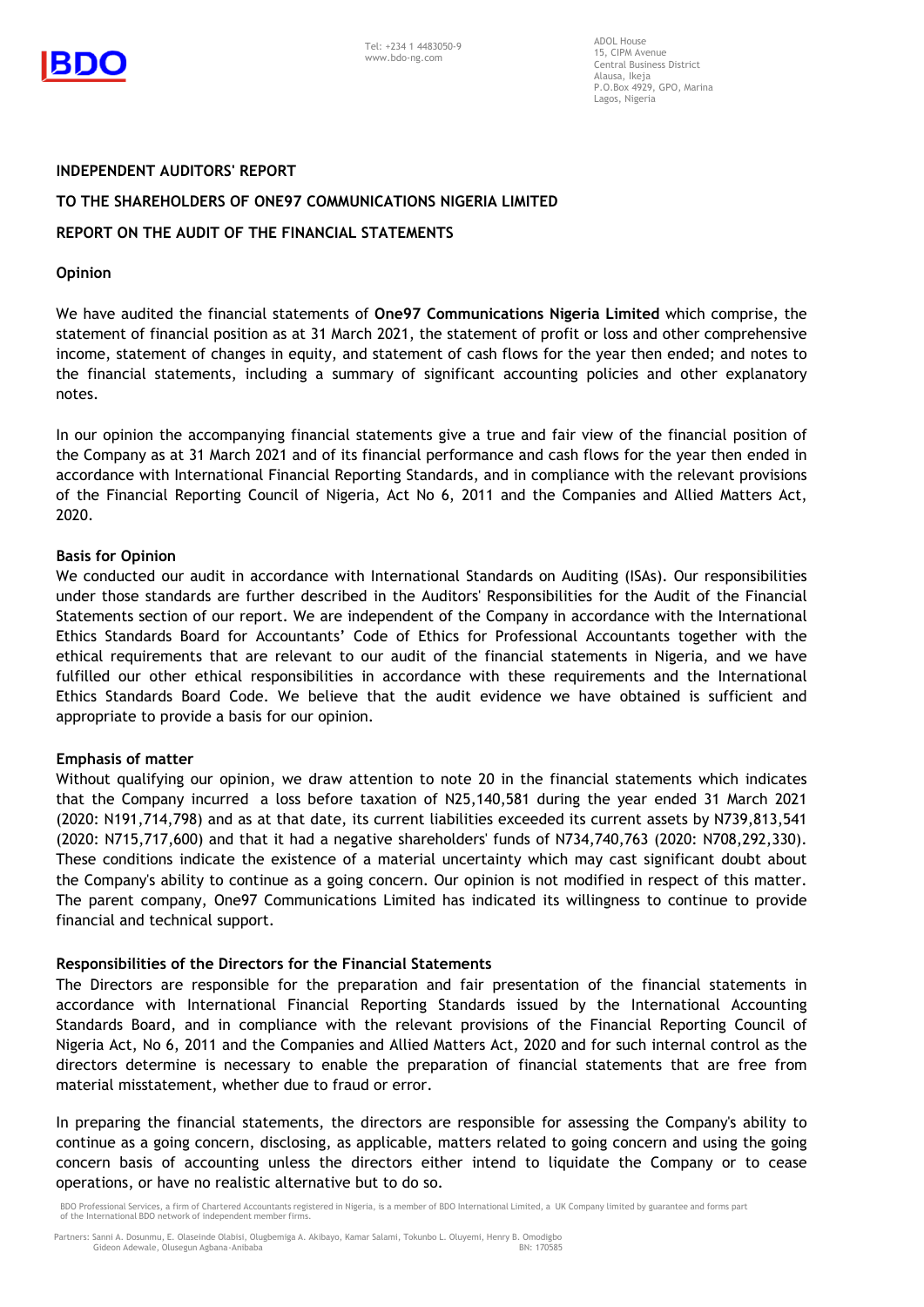## INDEPENDENT AUDITORS' REPORT

## TO THE SHAREHOLDERS OF ONE97 COMMUNICATIONS NIGERIA LIMITED

## REPORT ON THE AUDIT OF THE FINANCIAL STATEMENTS

### Opinion

We have audited the financial statements of **One97 Communications Nigeria Limited** which comprise, the statement of financial position as at 31 March 2021, the statement of profit or loss and other comprehensive income, statement of changes in equity, and statement of cash flows for the year then ended; and notes to the financial statements, including a summary of significant accounting policies and other explanatory notes.

In our opinion the accompanying financial statements give a true and fair view of the financial position of the Company as at 31 March 2021 and of its financial performance and cash flows for the year then ended in accordance with International Financial Reporting Standards, and in compliance with the relevant provisions of the Financial Reporting Council of Nigeria, Act No 6, 2011 and the Companies and Allied Matters Act, 2020.

### Basis for Opinion

We conducted our audit in accordance with International Standards on Auditing (ISAs). Our responsibilities under those standards are further described in the Auditors' Responsibilities for the Audit of the Financial Statements section of our report. We are independent of the Company in accordance with the International Ethics Standards Board for Accountants' Code of Ethics for Professional Accountants together with the ethical requirements that are relevant to our audit of the financial statements in Nigeria, and we have fulfilled our other ethical responsibilities in accordance with these requirements and the International Ethics Standards Board Code. We believe that the audit evidence we have obtained is sufficient and appropriate to provide a basis for our opinion.

### Emphasis of matter

Without qualifying our opinion, we draw attention to note 20 in the financial statements which indicates that the Company incurred a loss before taxation of N25,140,581 during the year ended 31 March 2021 (2020: N191,714,798) and as at that date, its current liabilities exceeded its current assets by N739,813,541 (2020: N715,717,600) and that it had a negative shareholders' funds of N734,740,763 (2020: N708,292,330). These conditions indicate the existence of a material uncertainty which may cast significant doubt about the Company's ability to continue as a going concern. Our opinion is not modified in respect of this matter. The parent company, One97 Communications Limited has indicated its willingness to continue to provide financial and technical support.

### Responsibilities of the Directors for the Financial Statements

The Directors are responsible for the preparation and fair presentation of the financial statements in accordance with International Financial Reporting Standards issued by the International Accounting Standards Board, and in compliance with the relevant provisions of the Financial Reporting Council of Nigeria Act, No 6, 2011 and the Companies and Allied Matters Act, 2020 and for such internal control as the directors determine is necessary to enable the preparation of financial statements that are free from material misstatement, whether due to fraud or error.

In preparing the financial statements, the directors are responsible for assessing the Company's ability to continue as a going concern, disclosing, as applicable, matters related to going concern and using the going concern basis of accounting unless the directors either intend to liquidate the Company or to cease operations, or have no realistic alternative but to do so.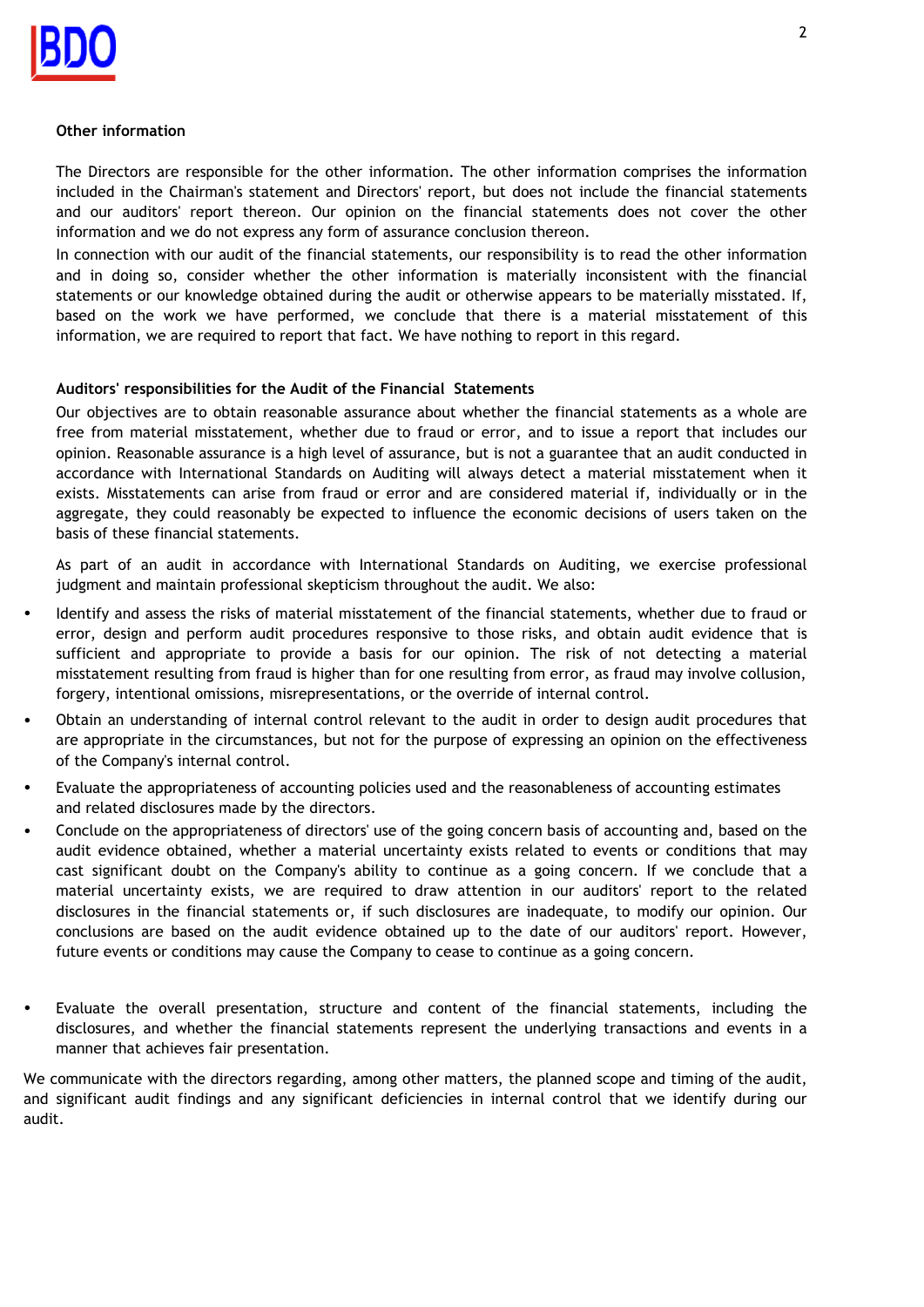**Other information**

The Directors are responsible for the other information. The other information comprises the information included in the Chairman's statement and Directors' report, but does not include the financial statements and our auditors' report thereon. Our opinion on the financial statements does not cover the other information and we do not express any form of assurance conclusion thereon.

In connection with our audit of the financial statements, our responsibility is to read the other information and in doing so, consider whether the other information is materially inconsistent with the financial statements or our knowledge obtained during the audit or otherwise appears to be materially misstated. If, based on the work we have performed, we conclude that there is a material misstatement of this information, we are required to report that fact. We have nothing to report in this regard.

**Auditors' responsibilities for the Audit of the Financial Statements**

Our objectives are to obtain reasonable assurance about whether the financial statements as a whole are free from material misstatement, whether due to fraud or error, and to issue a report that includes our opinion. Reasonable assurance is a high level of assurance, but is not a guarantee that an audit conducted in accordance with International Standards on Auditing will always detect a material misstatement when it exists. Misstatements can arise from fraud or error and are considered material if, individually or in the aggregate, they could reasonably be expected to influence the economic decisions of users taken on the basis of these financial statements.

As part of an audit in accordance with International Standards on Auditing, we exercise professional judgment and maintain professional skepticism throughout the audit. We also:

- Identify and assess the risks of material misstatement of the financial statements, whether due to fraud or error, design and perform audit procedures responsive to those risks, and obtain audit evidence that is sufficient and appropriate to provide a basis for our opinion. The risk of not detecting a material misstatement resulting from fraud is higher than for one resulting from error, as fraud may involve collusion, forgery, intentional omissions, misrepresentations, or the override of internal control.
- Obtain an understanding of internal control relevant to the audit in order to design audit procedures that are appropriate in the circumstances, but not for the purpose of expressing an opinion on the effectiveness of the Company's internal control.
- Evaluate the appropriateness of accounting policies used and the reasonableness of accounting estimates and related disclosures made by the directors.
- Conclude on the appropriateness of directors' use of the going concern basis of accounting and, based on the audit evidence obtained, whether a material uncertainty exists related to events or conditions that may cast significant doubt on the Company's ability to continue as a going concern. If we conclude that a material uncertainty exists, we are required to draw attention in our auditors' report to the related disclosures in the financial statements or, if such disclosures are inadequate, to modify our opinion. Our conclusions are based on the audit evidence obtained up to the date of our auditors' report. However, future events or conditions may cause the Company to cease to continue as a going concern.
- Evaluate the overall presentation, structure and content of the financial statements, including the disclosures, and whether the financial statements represent the underlying transactions and events in a manner that achieves fair presentation.

We communicate with the directors regarding, among other matters, the planned scope and timing of the audit, and significant audit findings and any significant deficiencies in internal control that we identify during our audit.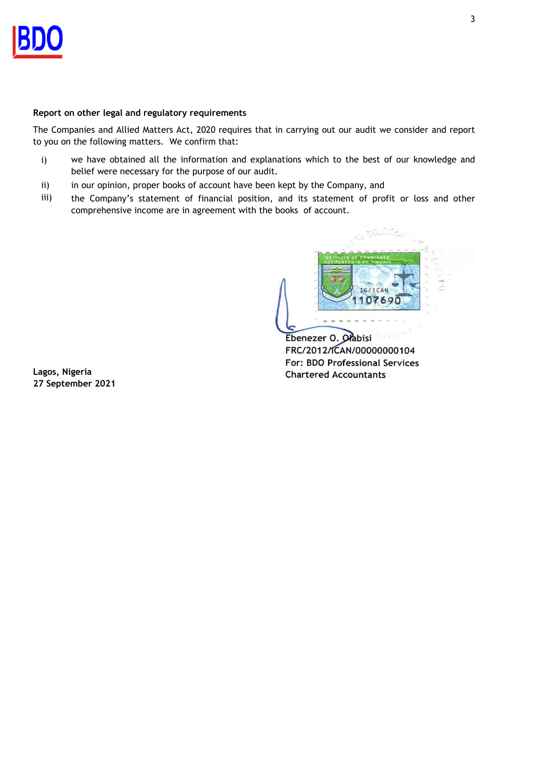**Report on other legal and regulatory requirements**

The Companies and Allied Matters Act, 2020 requires that in carrying out our audit we consider and report to you on the following matters. We confirm that:

i) we have obtained all the information and explanations which to the best of our knowledge and belief were necessary for the purpose of our audit.

ii) in our opinion, proper books of account have been kept by the Company, and

iii) the Company's statement of financial position, and its statement of profit or loss and other comprehensive income are in agreement with the books of account.

Ebenezer O. Olabisi
FRC/2012/ICAN/00000000104
For: BDO Professional Services
Chartered Accountants

**Lagos, Nigeria**
**27 September 2021**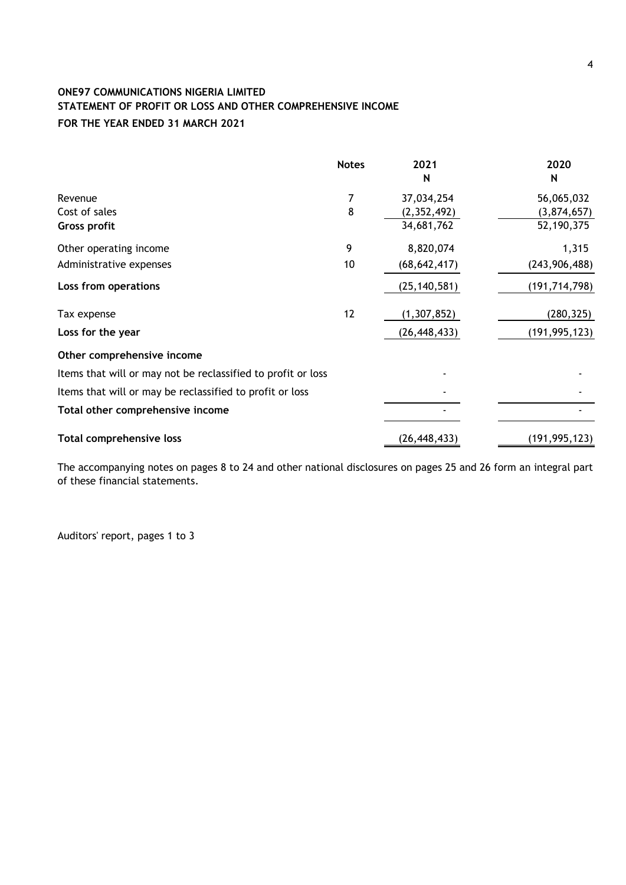**ONE97 COMMUNICATIONS NIGERIA LIMITED**
**STATEMENT OF PROFIT OR LOSS AND OTHER COMPREHENSIVE INCOME**
**FOR THE YEAR ENDED 31 MARCH 2021**

| | Notes | 2021<br>N | 2020<br>N |
|---|---|---|---|
| Revenue | 7 | 37,034,254 | 56,065,032 |
| Cost of sales | 8 | (2,352,492) | (3,874,657) |
| **Gross profit** | | 34,681,762 | 52,190,375 |
| Other operating income | 9 | 8,820,074 | 1,315 |
| Administrative expenses | 10 | (68,642,417) | (243,906,488) |
| **Loss from operations** | | (25,140,581) | (191,714,798) |
| Tax expense | 12 | (1,307,852) | (280,325) |
| **Loss for the year** | | (26,448,433) | (191,995,123) |
| **Other comprehensive income** | | | |
| Items that will or may not be reclassified to profit or loss | | - | - |
| Items that will or may be reclassified to profit or loss | | - | - |
| **Total other comprehensive income** | | - | - |
| **Total comprehensive loss** | | (26,448,433) | (191,995,123) |

The accompanying notes on pages 8 to 24 and other national disclosures on pages 25 and 26 form an integral part of these financial statements.

Auditors' report, pages 1 to 3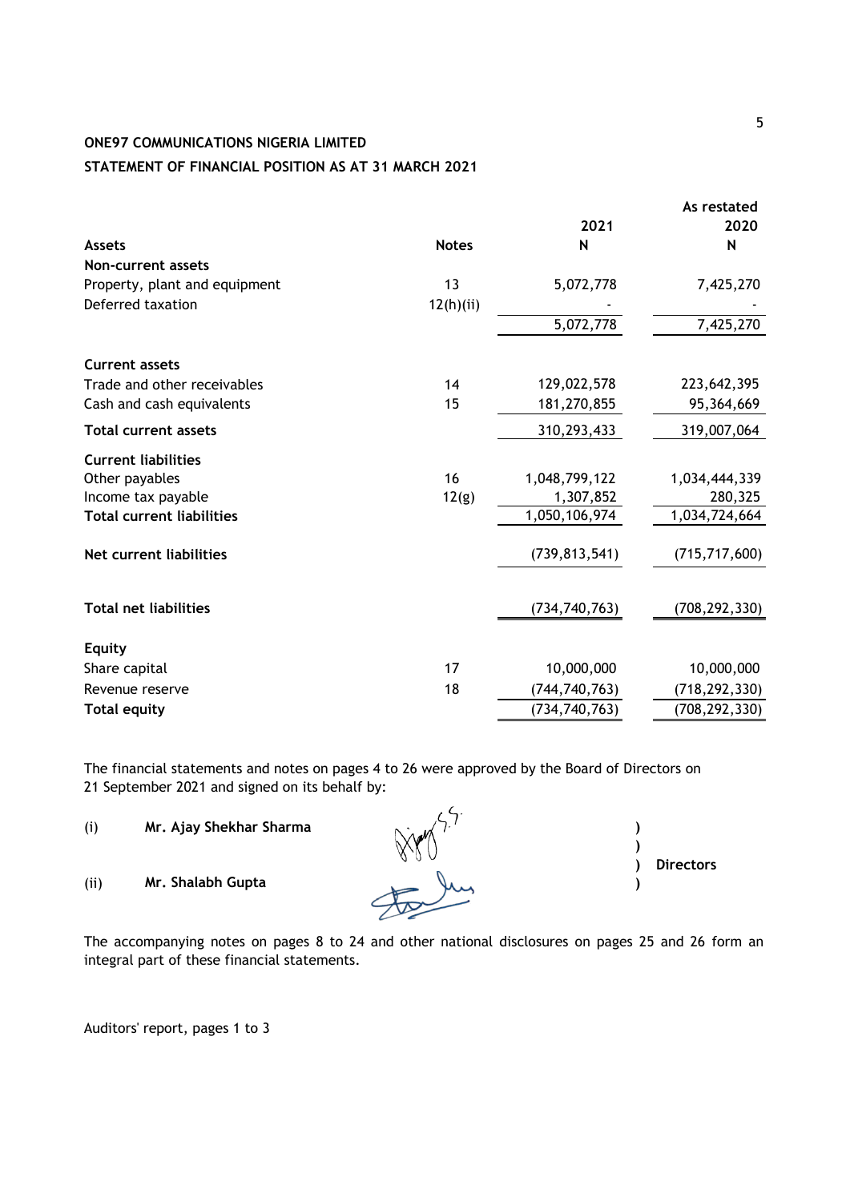**ONE97 COMMUNICATIONS NIGERIA LIMITED**

**STATEMENT OF FINANCIAL POSITION AS AT 31 MARCH 2021**

| | | 2021 | As restated 2020 |
|---|---|---|---|
| **Assets** | **Notes** | **N** | **N** |
| **Non-current assets** | | | |
| Property, plant and equipment | 13 | 5,072,778 | 7,425,270 |
| Deferred taxation | 12(h)(ii) | - | - |
| | | 5,072,778 | 7,425,270 |
| **Current assets** | | | |
| Trade and other receivables | 14 | 129,022,578 | 223,642,395 |
| Cash and cash equivalents | 15 | 181,270,855 | 95,364,669 |
| **Total current assets** | | 310,293,433 | 319,007,064 |
| **Current liabilities** | | | |
| Other payables | 16 | 1,048,799,122 | 1,034,444,339 |
| Income tax payable | 12(g) | 1,307,852 | 280,325 |
| **Total current liabilities** | | 1,050,106,974 | 1,034,724,664 |
| **Net current liabilities** | | (739,813,541) | (715,717,600) |
| **Total net liabilities** | | (734,740,763) | (708,292,330) |
| **Equity** | | | |
| Share capital | 17 | 10,000,000 | 10,000,000 |
| Revenue reserve | 18 | (744,740,763) | (718,292,330) |
| **Total equity** | | (734,740,763) | (708,292,330) |

The financial statements and notes on pages 4 to 26 were approved by the Board of Directors on 21 September 2021 and signed on its behalf by:

(i) **Mr. Ajay Shekhar Sharma** )
(ii) **Mr. Shalabh Gupta** ) **Directors**

The accompanying notes on pages 8 to 24 and other national disclosures on pages 25 and 26 form an integral part of these financial statements.

Auditors' report, pages 1 to 3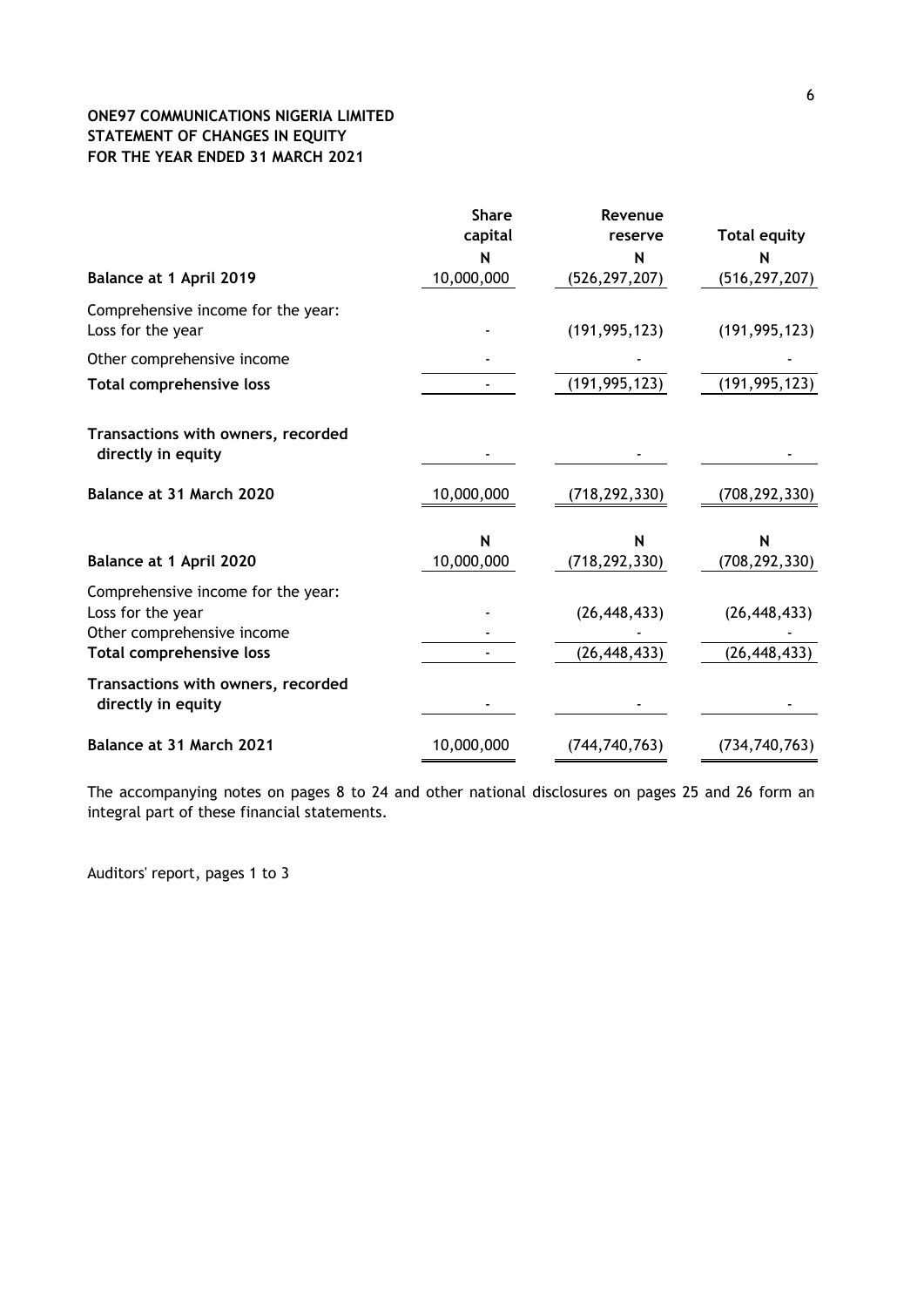**ONE97 COMMUNICATIONS NIGERIA LIMITED**
**STATEMENT OF CHANGES IN EQUITY**
**FOR THE YEAR ENDED 31 MARCH 2021**

| | Share capital | Revenue reserve | Total equity |
|---|---|---|---|
| | N | N | N |
| **Balance at 1 April 2019** | 10,000,000 | (526,297,207) | (516,297,207) |
| Comprehensive income for the year: | | | |
| Loss for the year | - | (191,995,123) | (191,995,123) |
| Other comprehensive income | - | - | - |
| **Total comprehensive loss** | - | (191,995,123) | (191,995,123) |
| **Transactions with owners, recorded directly in equity** | - | - | - |
| **Balance at 31 March 2020** | 10,000,000 | (718,292,330) | (708,292,330) |
| | N | N | N |
| **Balance at 1 April 2020** | 10,000,000 | (718,292,330) | (708,292,330) |
| Comprehensive income for the year: | | | |
| Loss for the year | - | (26,448,433) | (26,448,433) |
| Other comprehensive income | - | - | - |
| **Total comprehensive loss** | - | (26,448,433) | (26,448,433) |
| **Transactions with owners, recorded directly in equity** | - | - | - |
| **Balance at 31 March 2021** | 10,000,000 | (744,740,763) | (734,740,763) |

The accompanying notes on pages 8 to 24 and other national disclosures on pages 25 and 26 form an integral part of these financial statements.

Auditors' report, pages 1 to 3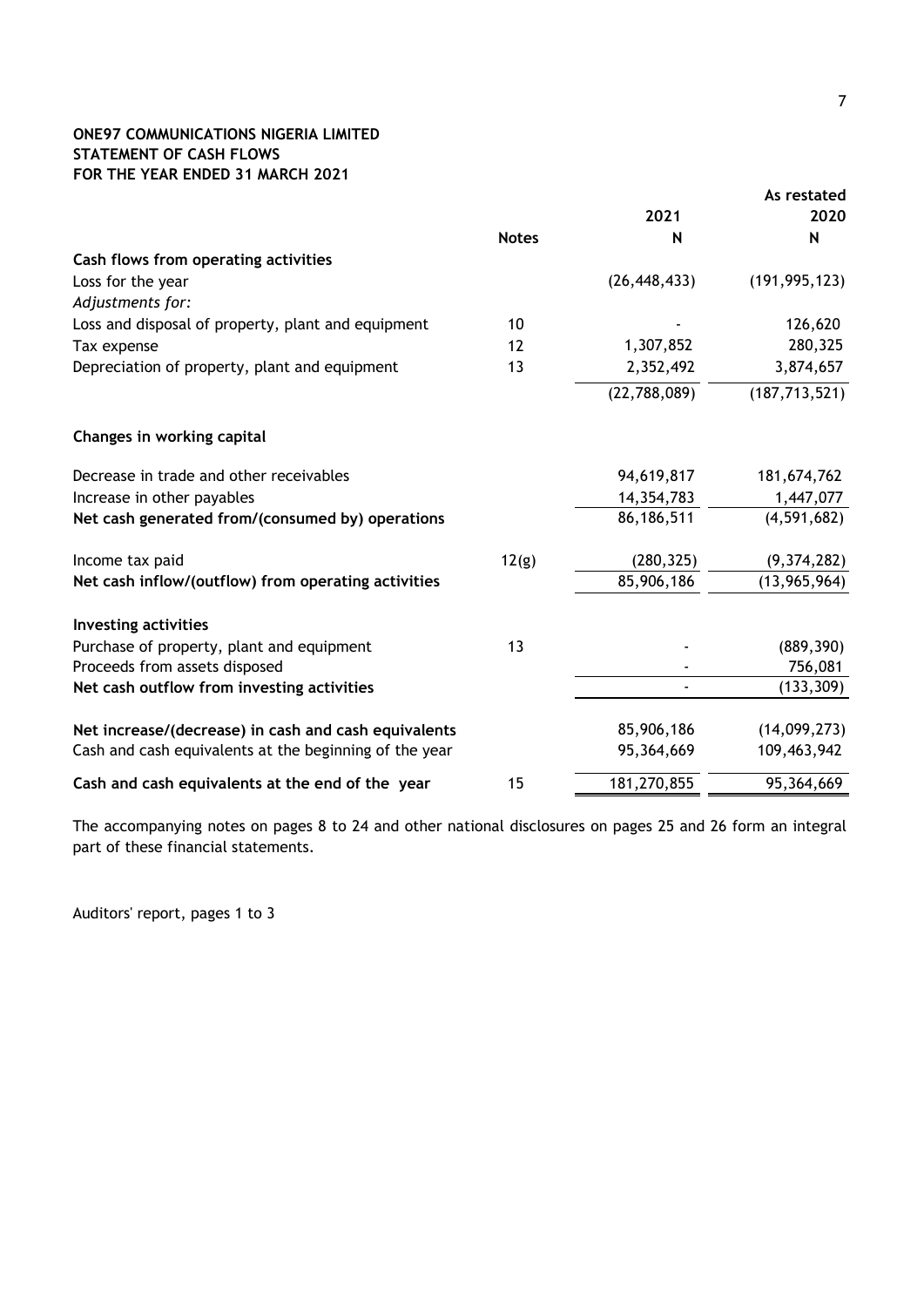**ONE97 COMMUNICATIONS NIGERIA LIMITED**
**STATEMENT OF CASH FLOWS**
**FOR THE YEAR ENDED 31 MARCH 2021**

| | Notes | 2021 | As restated 2020 |
|---|---|---|---|
| | | N | N |
| **Cash flows from operating activities** | | | |
| Loss for the year | | (26,448,433) | (191,995,123) |
| *Adjustments for:* | | | |
| Loss and disposal of property, plant and equipment | 10 | - | 126,620 |
| Tax expense | 12 | 1,307,852 | 280,325 |
| Depreciation of property, plant and equipment | 13 | 2,352,492 | 3,874,657 |
| | | (22,788,089) | (187,713,521) |
| **Changes in working capital** | | | |
| Decrease in trade and other receivables | | 94,619,817 | 181,674,762 |
| Increase in other payables | | 14,354,783 | 1,447,077 |
| **Net cash generated from/(consumed by) operations** | | 86,186,511 | (4,591,682) |
| Income tax paid | 12(g) | (280,325) | (9,374,282) |
| **Net cash inflow/(outflow) from operating activities** | | 85,906,186 | (13,965,964) |
| **Investing activities** | | | |
| Purchase of property, plant and equipment | 13 | - | (889,390) |
| Proceeds from assets disposed | | - | 756,081 |
| **Net cash outflow from investing activities** | | - | (133,309) |
| **Net increase/(decrease) in cash and cash equivalents** | | 85,906,186 | (14,099,273) |
| Cash and cash equivalents at the beginning of the year | | 95,364,669 | 109,463,942 |
| **Cash and cash equivalents at the end of the year** | 15 | 181,270,855 | 95,364,669 |

The accompanying notes on pages 8 to 24 and other national disclosures on pages 25 and 26 form an integral part of these financial statements.

Auditors' report, pages 1 to 3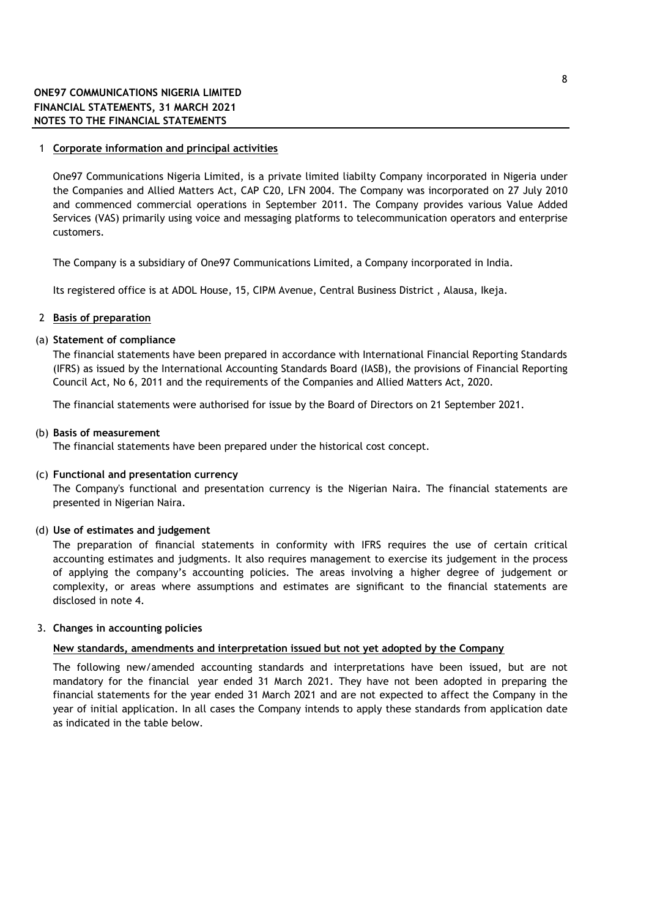# 1 Corporate information and principal activities

One97 Communications Nigeria Limited, is a private limited liabilty Company incorporated in Nigeria under the Companies and Allied Matters Act, CAP C20, LFN 2004. The Company was incorporated on 27 July 2010 and commenced commercial operations in September 2011. The Company provides various Value Added Services (VAS) primarily using voice and messaging platforms to telecommunication operators and enterprise customers.

The Company is a subsidiary of One97 Communications Limited, a Company incorporated in India.

Its registered office is at ADOL House, 15, CIPM Avenue, Central Business District , Alausa, Ikeja.

# 2 Basis of preparation

## (a) Statement of compliance

The financial statements have been prepared in accordance with International Financial Reporting Standards (IFRS) as issued by the International Accounting Standards Board (IASB), the provisions of Financial Reporting Council Act, No 6, 2011 and the requirements of the Companies and Allied Matters Act, 2020.

The financial statements were authorised for issue by the Board of Directors on 21 September 2021.

## (b) Basis of measurement

The financial statements have been prepared under the historical cost concept.

## (c) Functional and presentation currency

The Company's functional and presentation currency is the Nigerian Naira. The financial statements are presented in Nigerian Naira.

## (d) Use of estimates and judgement

The preparation of financial statements in conformity with IFRS requires the use of certain critical accounting estimates and judgments. It also requires management to exercise its judgement in the process of applying the company's accounting policies. The areas involving a higher degree of judgement or complexity, or areas where assumptions and estimates are significant to the financial statements are disclosed in note 4.

# 3. Changes in accounting policies

## New standards, amendments and interpretation issued but not yet adopted by the Company

The following new/amended accounting standards and interpretations have been issued, but are not mandatory for the financial year ended 31 March 2021. They have not been adopted in preparing the financial statements for the year ended 31 March 2021 and are not expected to affect the Company in the year of initial application. In all cases the Company intends to apply these standards from application date as indicated in the table below.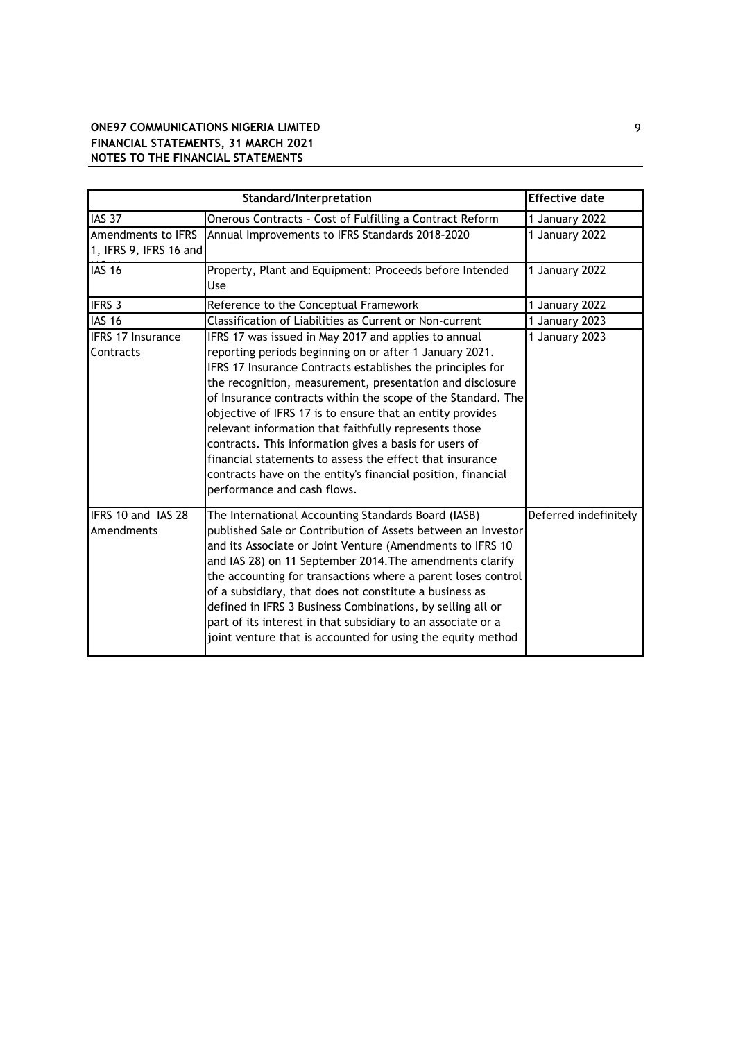**ONE97 COMMUNICATIONS NIGERIA LIMITED**
**FINANCIAL STATEMENTS, 31 MARCH 2021**
**NOTES TO THE FINANCIAL STATEMENTS**

| Standard/Interpretation | | Effective date |
|---|---|---|
| IAS 37 | Onerous Contracts – Cost of Fulfilling a Contract Reform | 1 January 2022 |
| Amendments to IFRS 1, IFRS 9, IFRS 16 and | Annual Improvements to IFRS Standards 2018–2020 | 1 January 2022 |
| IAS 16 | Property, Plant and Equipment: Proceeds before Intended Use | 1 January 2022 |
| IFRS 3 | Reference to the Conceptual Framework | 1 January 2022 |
| IAS 16 | Classification of Liabilities as Current or Non-current | 1 January 2023 |
| IFRS 17 Insurance Contracts | IFRS 17 was issued in May 2017 and applies to annual reporting periods beginning on or after 1 January 2021. IFRS 17 Insurance Contracts establishes the principles for the recognition, measurement, presentation and disclosure of Insurance contracts within the scope of the Standard. The objective of IFRS 17 is to ensure that an entity provides relevant information that faithfully represents those contracts. This information gives a basis for users of financial statements to assess the effect that insurance contracts have on the entity's financial position, financial performance and cash flows. | 1 January 2023 |
| IFRS 10 and IAS 28 Amendments | The International Accounting Standards Board (IASB) published Sale or Contribution of Assets between an Investor and its Associate or Joint Venture (Amendments to IFRS 10 and IAS 28) on 11 September 2014.The amendments clarify the accounting for transactions where a parent loses control of a subsidiary, that does not constitute a business as defined in IFRS 3 Business Combinations, by selling all or part of its interest in that subsidiary to an associate or a joint venture that is accounted for using the equity method | Deferred indefinitely |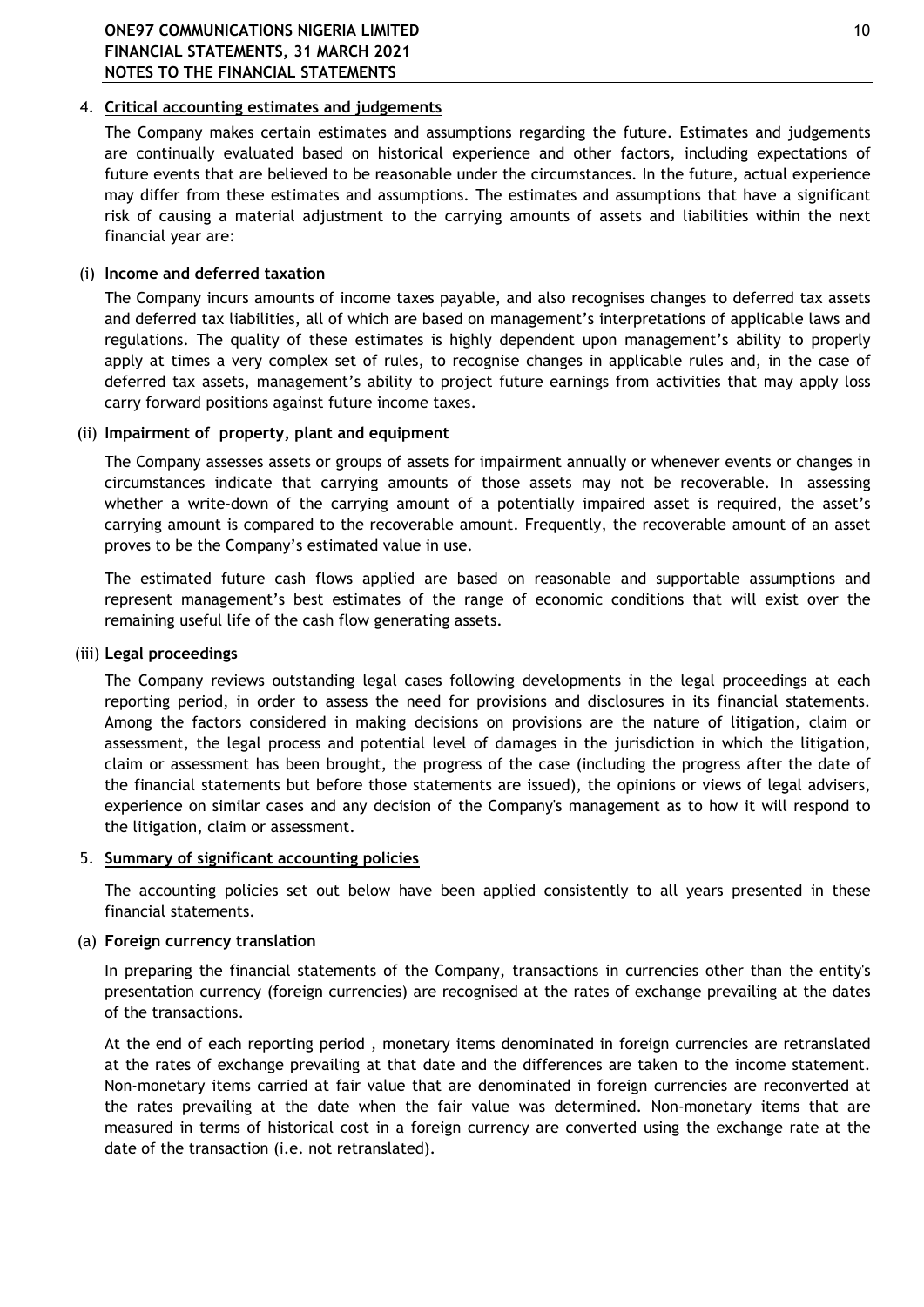## 4. Critical accounting estimates and judgements

The Company makes certain estimates and assumptions regarding the future. Estimates and judgements are continually evaluated based on historical experience and other factors, including expectations of future events that are believed to be reasonable under the circumstances. In the future, actual experience may differ from these estimates and assumptions. The estimates and assumptions that have a significant risk of causing a material adjustment to the carrying amounts of assets and liabilities within the next financial year are:

### (i) Income and deferred taxation

The Company incurs amounts of income taxes payable, and also recognises changes to deferred tax assets and deferred tax liabilities, all of which are based on management's interpretations of applicable laws and regulations. The quality of these estimates is highly dependent upon management's ability to properly apply at times a very complex set of rules, to recognise changes in applicable rules and, in the case of deferred tax assets, management's ability to project future earnings from activities that may apply loss carry forward positions against future income taxes.

### (ii) Impairment of property, plant and equipment

The Company assesses assets or groups of assets for impairment annually or whenever events or changes in circumstances indicate that carrying amounts of those assets may not be recoverable. In assessing whether a write-down of the carrying amount of a potentially impaired asset is required, the asset's carrying amount is compared to the recoverable amount. Frequently, the recoverable amount of an asset proves to be the Company's estimated value in use.

The estimated future cash flows applied are based on reasonable and supportable assumptions and represent management's best estimates of the range of economic conditions that will exist over the remaining useful life of the cash flow generating assets.

### (iii) Legal proceedings

The Company reviews outstanding legal cases following developments in the legal proceedings at each reporting period, in order to assess the need for provisions and disclosures in its financial statements. Among the factors considered in making decisions on provisions are the nature of litigation, claim or assessment, the legal process and potential level of damages in the jurisdiction in which the litigation, claim or assessment has been brought, the progress of the case (including the progress after the date of the financial statements but before those statements are issued), the opinions or views of legal advisers, experience on similar cases and any decision of the Company's management as to how it will respond to the litigation, claim or assessment.

## 5. Summary of significant accounting policies

The accounting policies set out below have been applied consistently to all years presented in these financial statements.

### (a) Foreign currency translation

In preparing the financial statements of the Company, transactions in currencies other than the entity's presentation currency (foreign currencies) are recognised at the rates of exchange prevailing at the dates of the transactions.

At the end of each reporting period , monetary items denominated in foreign currencies are retranslated at the rates of exchange prevailing at that date and the differences are taken to the income statement. Non-monetary items carried at fair value that are denominated in foreign currencies are reconverted at the rates prevailing at the date when the fair value was determined. Non-monetary items that are measured in terms of historical cost in a foreign currency are converted using the exchange rate at the date of the transaction (i.e. not retranslated).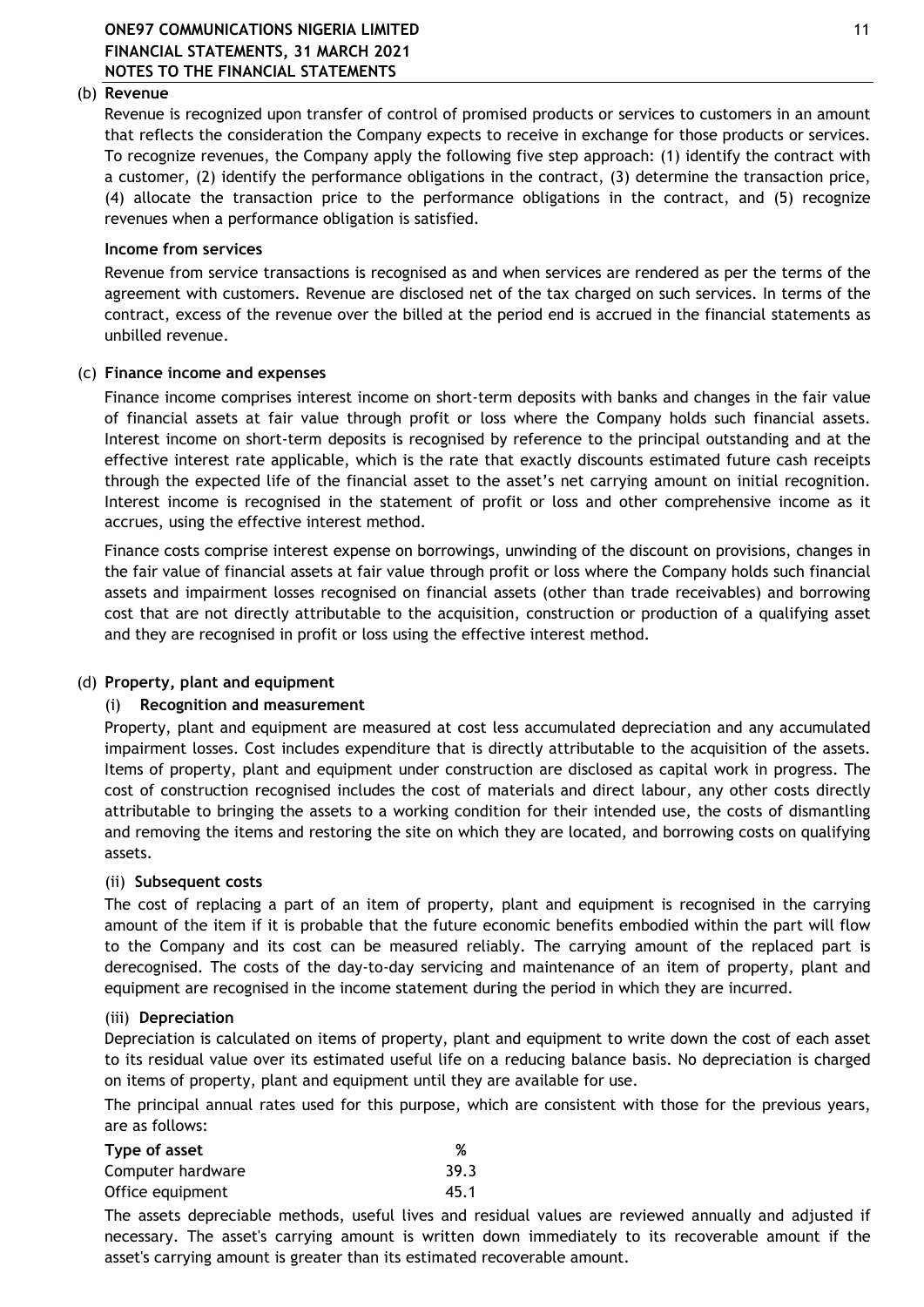(b) **Revenue**

Revenue is recognized upon transfer of control of promised products or services to customers in an amount that reflects the consideration the Company expects to receive in exchange for those products or services. To recognize revenues, the Company apply the following five step approach: (1) identify the contract with a customer, (2) identify the performance obligations in the contract, (3) determine the transaction price, (4) allocate the transaction price to the performance obligations in the contract, and (5) recognize revenues when a performance obligation is satisfied.

**Income from services**

Revenue from service transactions is recognised as and when services are rendered as per the terms of the agreement with customers. Revenue are disclosed net of the tax charged on such services. In terms of the contract, excess of the revenue over the billed at the period end is accrued in the financial statements as unbilled revenue.

(c) **Finance income and expenses**

Finance income comprises interest income on short-term deposits with banks and changes in the fair value of financial assets at fair value through profit or loss where the Company holds such financial assets. Interest income on short-term deposits is recognised by reference to the principal outstanding and at the effective interest rate applicable, which is the rate that exactly discounts estimated future cash receipts through the expected life of the financial asset to the asset's net carrying amount on initial recognition. Interest income is recognised in the statement of profit or loss and other comprehensive income as it accrues, using the effective interest method.

Finance costs comprise interest expense on borrowings, unwinding of the discount on provisions, changes in the fair value of financial assets at fair value through profit or loss where the Company holds such financial assets and impairment losses recognised on financial assets (other than trade receivables) and borrowing cost that are not directly attributable to the acquisition, construction or production of a qualifying asset and they are recognised in profit or loss using the effective interest method.

(d) **Property, plant and equipment**

(i) **Recognition and measurement**

Property, plant and equipment are measured at cost less accumulated depreciation and any accumulated impairment losses. Cost includes expenditure that is directly attributable to the acquisition of the assets. Items of property, plant and equipment under construction are disclosed as capital work in progress. The cost of construction recognised includes the cost of materials and direct labour, any other costs directly attributable to bringing the assets to a working condition for their intended use, the costs of dismantling and removing the items and restoring the site on which they are located, and borrowing costs on qualifying assets.

(ii) **Subsequent costs**

The cost of replacing a part of an item of property, plant and equipment is recognised in the carrying amount of the item if it is probable that the future economic benefits embodied within the part will flow to the Company and its cost can be measured reliably. The carrying amount of the replaced part is derecognised. The costs of the day-to-day servicing and maintenance of an item of property, plant and equipment are recognised in the income statement during the period in which they are incurred.

(iii) **Depreciation**

Depreciation is calculated on items of property, plant and equipment to write down the cost of each asset to its residual value over its estimated useful life on a reducing balance basis. No depreciation is charged on items of property, plant and equipment until they are available for use.

The principal annual rates used for this purpose, which are consistent with those for the previous years, are as follows:

| Type of asset | % |
|---|---|
| Computer hardware | 39.3 |
| Office equipment | 45.1 |

The assets depreciable methods, useful lives and residual values are reviewed annually and adjusted if necessary. The asset's carrying amount is written down immediately to its recoverable amount if the asset's carrying amount is greater than its estimated recoverable amount.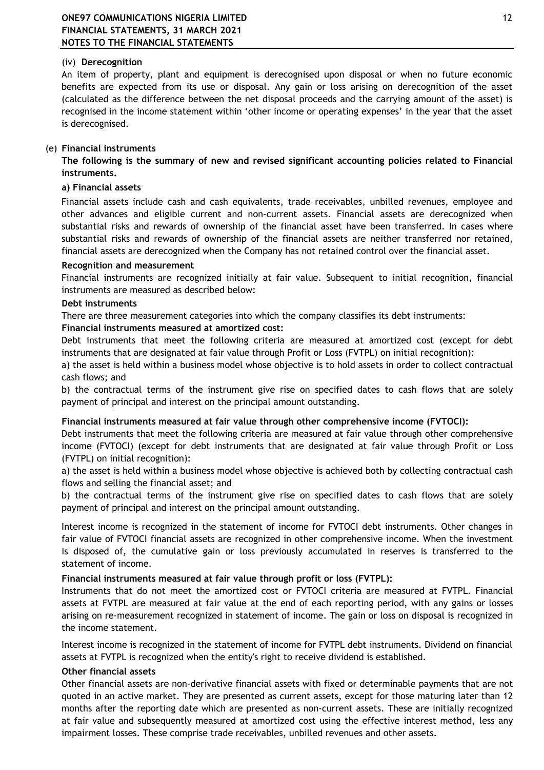(iv) **Derecognition**

An item of property, plant and equipment is derecognised upon disposal or when no future economic benefits are expected from its use or disposal. Any gain or loss arising on derecognition of the asset (calculated as the difference between the net disposal proceeds and the carrying amount of the asset) is recognised in the income statement within 'other income or operating expenses' in the year that the asset is derecognised.

(e) **Financial instruments**

**The following is the summary of new and revised significant accounting policies related to Financial instruments.**

**a) Financial assets**

Financial assets include cash and cash equivalents, trade receivables, unbilled revenues, employee and other advances and eligible current and non-current assets. Financial assets are derecognized when substantial risks and rewards of ownership of the financial asset have been transferred. In cases where substantial risks and rewards of ownership of the financial assets are neither transferred nor retained, financial assets are derecognized when the Company has not retained control over the financial asset.

**Recognition and measurement**

Financial instruments are recognized initially at fair value. Subsequent to initial recognition, financial instruments are measured as described below:

**Debt instruments**

There are three measurement categories into which the company classifies its debt instruments:

**Financial instruments measured at amortized cost:**

Debt instruments that meet the following criteria are measured at amortized cost (except for debt instruments that are designated at fair value through Profit or Loss (FVTPL) on initial recognition):

a) the asset is held within a business model whose objective is to hold assets in order to collect contractual cash flows; and

b) the contractual terms of the instrument give rise on specified dates to cash flows that are solely payment of principal and interest on the principal amount outstanding.

**Financial instruments measured at fair value through other comprehensive income (FVTOCI):**

Debt instruments that meet the following criteria are measured at fair value through other comprehensive income (FVTOCI) (except for debt instruments that are designated at fair value through Profit or Loss (FVTPL) on initial recognition):

a) the asset is held within a business model whose objective is achieved both by collecting contractual cash flows and selling the financial asset; and

b) the contractual terms of the instrument give rise on specified dates to cash flows that are solely payment of principal and interest on the principal amount outstanding.

Interest income is recognized in the statement of income for FVTOCI debt instruments. Other changes in fair value of FVTOCI financial assets are recognized in other comprehensive income. When the investment is disposed of, the cumulative gain or loss previously accumulated in reserves is transferred to the statement of income.

**Financial instruments measured at fair value through profit or loss (FVTPL):**

Instruments that do not meet the amortized cost or FVTOCI criteria are measured at FVTPL. Financial assets at FVTPL are measured at fair value at the end of each reporting period, with any gains or losses arising on re-measurement recognized in statement of income. The gain or loss on disposal is recognized in the income statement.

Interest income is recognized in the statement of income for FVTPL debt instruments. Dividend on financial assets at FVTPL is recognized when the entity's right to receive dividend is established.

**Other financial assets**

Other financial assets are non-derivative financial assets with fixed or determinable payments that are not quoted in an active market. They are presented as current assets, except for those maturing later than 12 months after the reporting date which are presented as non-current assets. These are initially recognized at fair value and subsequently measured at amortized cost using the effective interest method, less any impairment losses. These comprise trade receivables, unbilled revenues and other assets.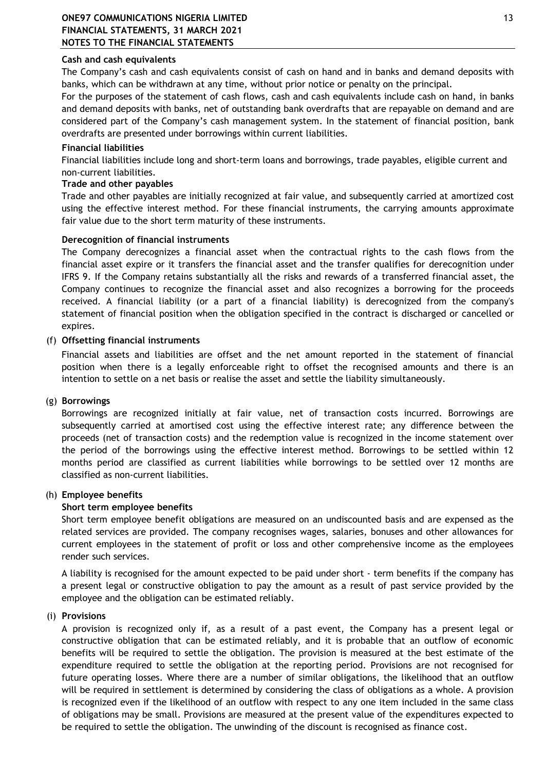**Cash and cash equivalents**

The Company's cash and cash equivalents consist of cash on hand and in banks and demand deposits with banks, which can be withdrawn at any time, without prior notice or penalty on the principal.

For the purposes of the statement of cash flows, cash and cash equivalents include cash on hand, in banks and demand deposits with banks, net of outstanding bank overdrafts that are repayable on demand and are considered part of the Company's cash management system. In the statement of financial position, bank overdrafts are presented under borrowings within current liabilities.

**Financial liabilities**

Financial liabilities include long and short-term loans and borrowings, trade payables, eligible current and non-current liabilities.

**Trade and other payables**

Trade and other payables are initially recognized at fair value, and subsequently carried at amortized cost using the effective interest method. For these financial instruments, the carrying amounts approximate fair value due to the short term maturity of these instruments.

**Derecognition of financial instruments**

The Company derecognizes a financial asset when the contractual rights to the cash flows from the financial asset expire or it transfers the financial asset and the transfer qualifies for derecognition under IFRS 9. If the Company retains substantially all the risks and rewards of a transferred financial asset, the Company continues to recognize the financial asset and also recognizes a borrowing for the proceeds received. A financial liability (or a part of a financial liability) is derecognized from the company's statement of financial position when the obligation specified in the contract is discharged or cancelled or expires.

(f) **Offsetting financial instruments**

Financial assets and liabilities are offset and the net amount reported in the statement of financial position when there is a legally enforceable right to offset the recognised amounts and there is an intention to settle on a net basis or realise the asset and settle the liability simultaneously.

(g) **Borrowings**

Borrowings are recognized initially at fair value, net of transaction costs incurred. Borrowings are subsequently carried at amortised cost using the effective interest rate; any difference between the proceeds (net of transaction costs) and the redemption value is recognized in the income statement over the period of the borrowings using the effective interest method. Borrowings to be settled within 12 months period are classified as current liabilities while borrowings to be settled over 12 months are classified as non-current liabilities.

(h) **Employee benefits**

**Short term employee benefits**

Short term employee benefit obligations are measured on an undiscounted basis and are expensed as the related services are provided. The company recognises wages, salaries, bonuses and other allowances for current employees in the statement of profit or loss and other comprehensive income as the employees render such services.

A liability is recognised for the amount expected to be paid under short - term benefits if the company has a present legal or constructive obligation to pay the amount as a result of past service provided by the employee and the obligation can be estimated reliably.

(i) **Provisions**

A provision is recognized only if, as a result of a past event, the Company has a present legal or constructive obligation that can be estimated reliably, and it is probable that an outflow of economic benefits will be required to settle the obligation. The provision is measured at the best estimate of the expenditure required to settle the obligation at the reporting period. Provisions are not recognised for future operating losses. Where there are a number of similar obligations, the likelihood that an outflow will be required in settlement is determined by considering the class of obligations as a whole. A provision is recognized even if the likelihood of an outflow with respect to any one item included in the same class of obligations may be small. Provisions are measured at the present value of the expenditures expected to be required to settle the obligation. The unwinding of the discount is recognised as finance cost.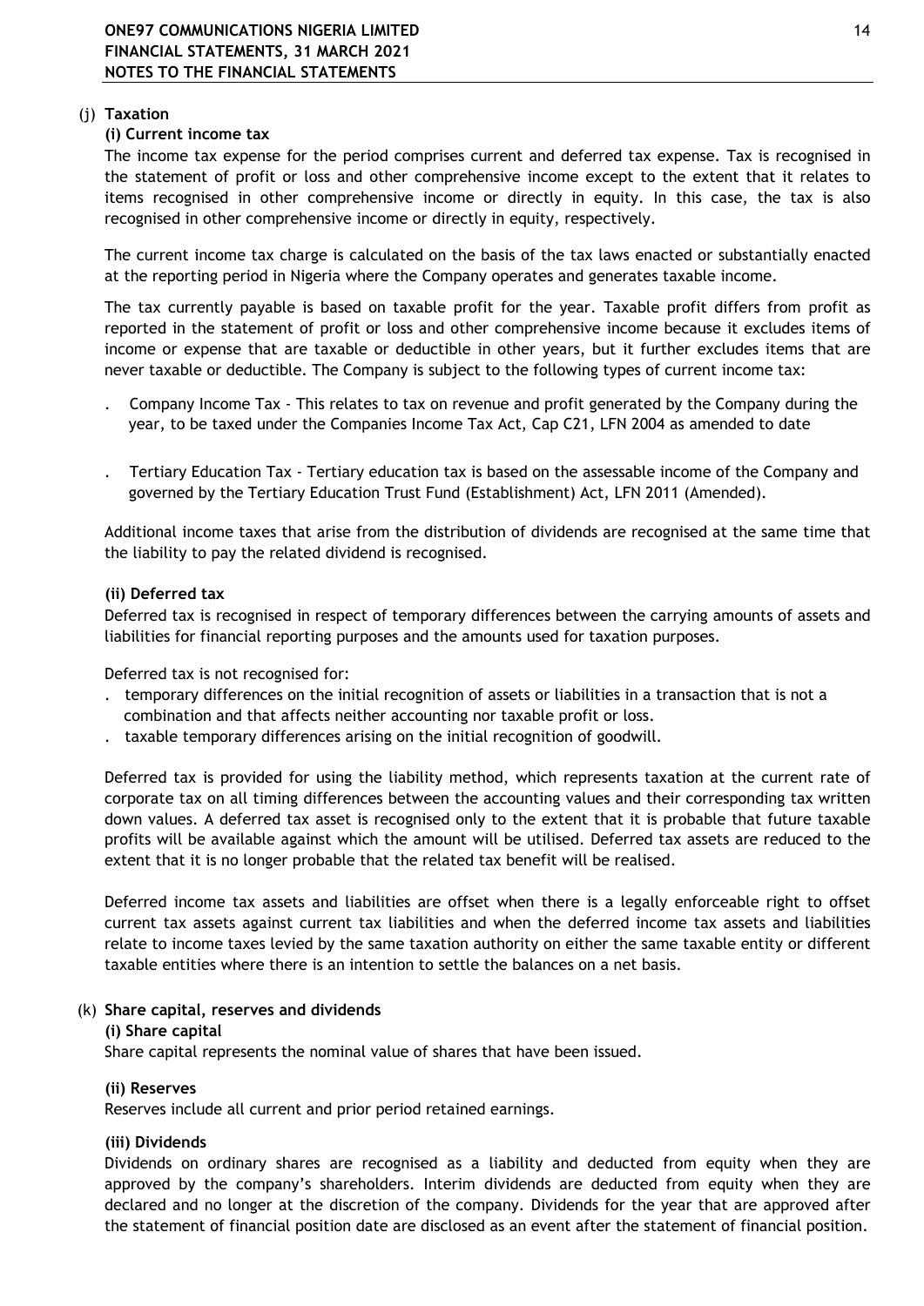### (j) Taxation

#### (i) Current income tax

The income tax expense for the period comprises current and deferred tax expense. Tax is recognised in the statement of profit or loss and other comprehensive income except to the extent that it relates to items recognised in other comprehensive income or directly in equity. In this case, the tax is also recognised in other comprehensive income or directly in equity, respectively.

The current income tax charge is calculated on the basis of the tax laws enacted or substantially enacted at the reporting period in Nigeria where the Company operates and generates taxable income.

The tax currently payable is based on taxable profit for the year. Taxable profit differs from profit as reported in the statement of profit or loss and other comprehensive income because it excludes items of income or expense that are taxable or deductible in other years, but it further excludes items that are never taxable or deductible. The Company is subject to the following types of current income tax:

- Company Income Tax - This relates to tax on revenue and profit generated by the Company during the year, to be taxed under the Companies Income Tax Act, Cap C21, LFN 2004 as amended to date

- Tertiary Education Tax - Tertiary education tax is based on the assessable income of the Company and governed by the Tertiary Education Trust Fund (Establishment) Act, LFN 2011 (Amended).

Additional income taxes that arise from the distribution of dividends are recognised at the same time that the liability to pay the related dividend is recognised.

#### (ii) Deferred tax

Deferred tax is recognised in respect of temporary differences between the carrying amounts of assets and liabilities for financial reporting purposes and the amounts used for taxation purposes.

Deferred tax is not recognised for:

- temporary differences on the initial recognition of assets or liabilities in a transaction that is not a combination and that affects neither accounting nor taxable profit or loss.
- taxable temporary differences arising on the initial recognition of goodwill.

Deferred tax is provided for using the liability method, which represents taxation at the current rate of corporate tax on all timing differences between the accounting values and their corresponding tax written down values. A deferred tax asset is recognised only to the extent that it is probable that future taxable profits will be available against which the amount will be utilised. Deferred tax assets are reduced to the extent that it is no longer probable that the related tax benefit will be realised.

Deferred income tax assets and liabilities are offset when there is a legally enforceable right to offset current tax assets against current tax liabilities and when the deferred income tax assets and liabilities relate to income taxes levied by the same taxation authority on either the same taxable entity or different taxable entities where there is an intention to settle the balances on a net basis.

### (k) Share capital, reserves and dividends

#### (i) Share capital

Share capital represents the nominal value of shares that have been issued.

#### (ii) Reserves

Reserves include all current and prior period retained earnings.

#### (iii) Dividends

Dividends on ordinary shares are recognised as a liability and deducted from equity when they are approved by the company's shareholders. Interim dividends are deducted from equity when they are declared and no longer at the discretion of the company. Dividends for the year that are approved after the statement of financial position date are disclosed as an event after the statement of financial position.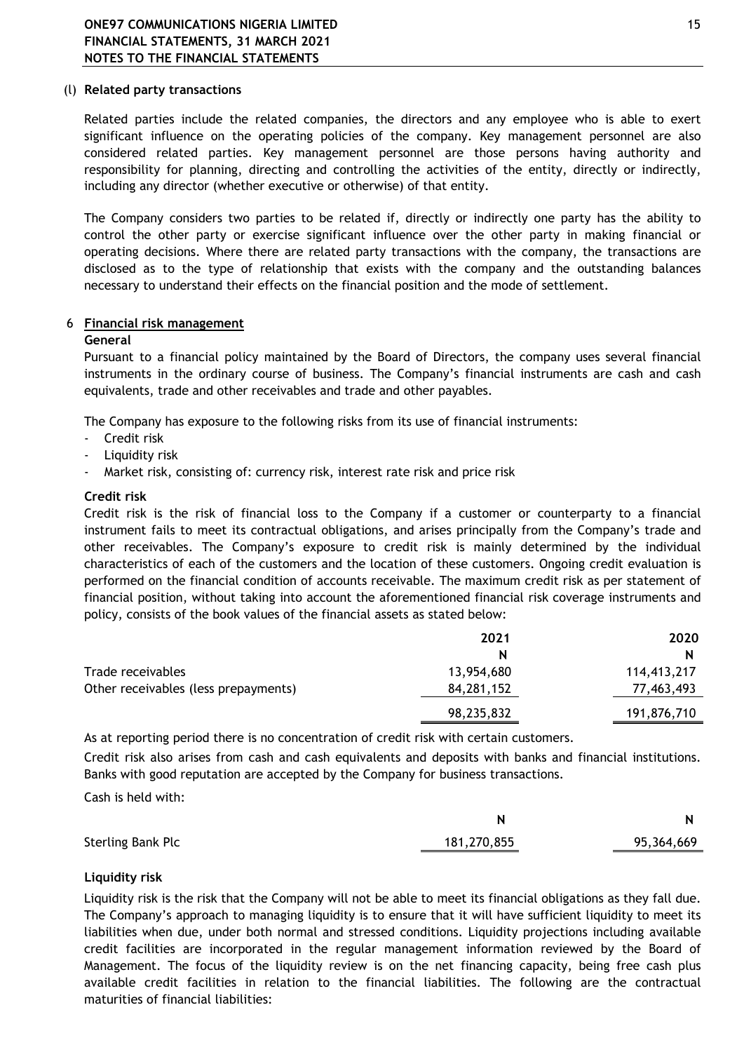### (l) Related party transactions

Related parties include the related companies, the directors and any employee who is able to exert significant influence on the operating policies of the company. Key management personnel are also considered related parties. Key management personnel are those persons having authority and responsibility for planning, directing and controlling the activities of the entity, directly or indirectly, including any director (whether executive or otherwise) of that entity.

The Company considers two parties to be related if, directly or indirectly one party has the ability to control the other party or exercise significant influence over the other party in making financial or operating decisions. Where there are related party transactions with the company, the transactions are disclosed as to the type of relationship that exists with the company and the outstanding balances necessary to understand their effects on the financial position and the mode of settlement.

## 6 Financial risk management

**General**

Pursuant to a financial policy maintained by the Board of Directors, the company uses several financial instruments in the ordinary course of business. The Company's financial instruments are cash and cash equivalents, trade and other receivables and trade and other payables.

The Company has exposure to the following risks from its use of financial instruments:

- Credit risk
- Liquidity risk
- Market risk, consisting of: currency risk, interest rate risk and price risk

**Credit risk**

Credit risk is the risk of financial loss to the Company if a customer or counterparty to a financial instrument fails to meet its contractual obligations, and arises principally from the Company's trade and other receivables. The Company's exposure to credit risk is mainly determined by the individual characteristics of each of the customers and the location of these customers. Ongoing credit evaluation is performed on the financial condition of accounts receivable. The maximum credit risk as per statement of financial position, without taking into account the aforementioned financial risk coverage instruments and policy, consists of the book values of the financial assets as stated below:

| | 2021 | 2020 |
|---|---|---|
| | N | N |
| Trade receivables | 13,954,680 | 114,413,217 |
| Other receivables (less prepayments) | 84,281,152 | 77,463,493 |
| | 98,235,832 | 191,876,710 |

As at reporting period there is no concentration of credit risk with certain customers.

Credit risk also arises from cash and cash equivalents and deposits with banks and financial institutions. Banks with good reputation are accepted by the Company for business transactions.

Cash is held with:

| | N | N |
|---|---|---|
| Sterling Bank Plc | 181,270,855 | 95,364,669 |

**Liquidity risk**

Liquidity risk is the risk that the Company will not be able to meet its financial obligations as they fall due. The Company's approach to managing liquidity is to ensure that it will have sufficient liquidity to meet its liabilities when due, under both normal and stressed conditions. Liquidity projections including available credit facilities are incorporated in the regular management information reviewed by the Board of Management. The focus of the liquidity review is on the net financing capacity, being free cash plus available credit facilities in relation to the financial liabilities. The following are the contractual maturities of financial liabilities: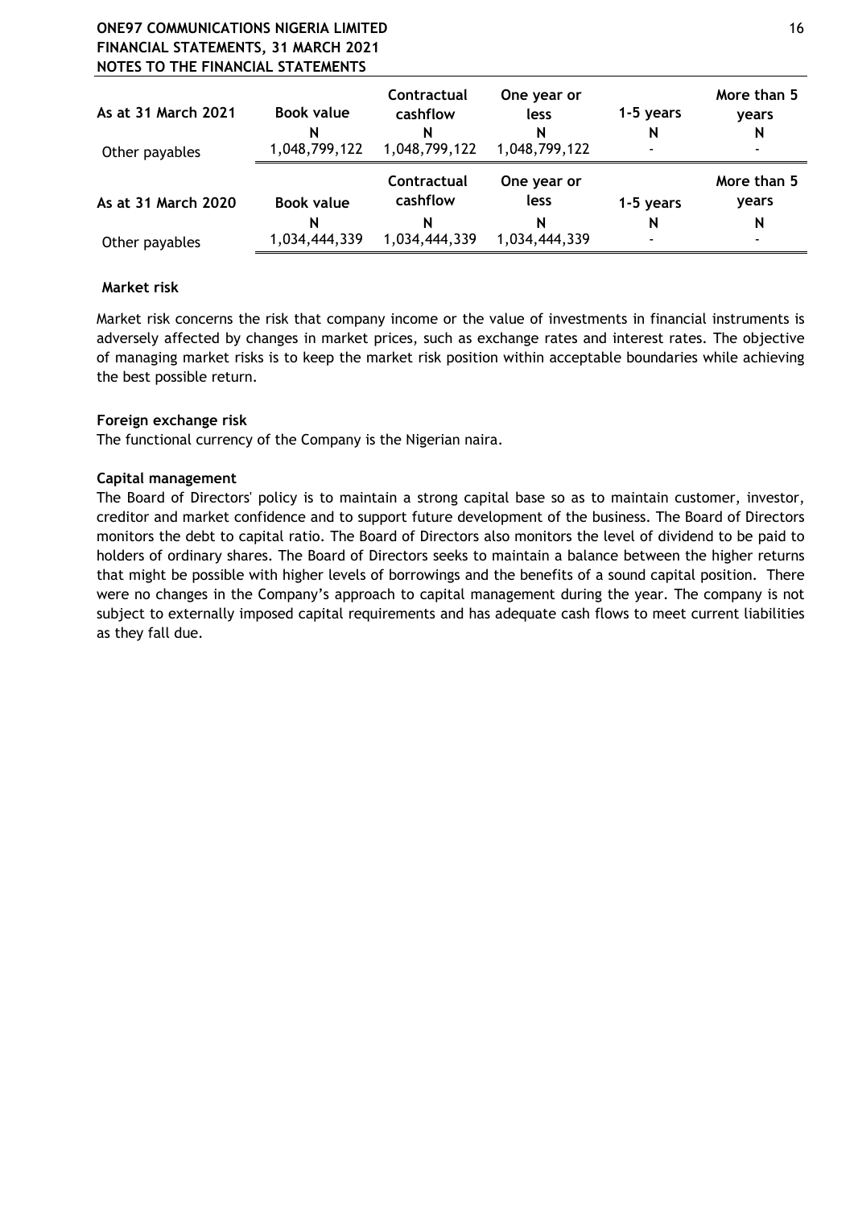| As at 31 March 2021 | Book value | Contractual cashflow | One year or less | 1-5 years | More than 5 years |
|---|---|---|---|---|---|
| | N | N | N | N | N |
| Other payables | 1,048,799,122 | 1,048,799,122 | 1,048,799,122 | - | - |

| As at 31 March 2020 | Book value | Contractual cashflow | One year or less | 1-5 years | More than 5 years |
|---|---|---|---|---|---|
| | N | N | N | N | N |
| Other payables | 1,034,444,339 | 1,034,444,339 | 1,034,444,339 | - | - |

**Market risk**

Market risk concerns the risk that company income or the value of investments in financial instruments is adversely affected by changes in market prices, such as exchange rates and interest rates. The objective of managing market risks is to keep the market risk position within acceptable boundaries while achieving the best possible return.

**Foreign exchange risk**

The functional currency of the Company is the Nigerian naira.

**Capital management**

The Board of Directors' policy is to maintain a strong capital base so as to maintain customer, investor, creditor and market confidence and to support future development of the business. The Board of Directors monitors the debt to capital ratio. The Board of Directors also monitors the level of dividend to be paid to holders of ordinary shares. The Board of Directors seeks to maintain a balance between the higher returns that might be possible with higher levels of borrowings and the benefits of a sound capital position. There were no changes in the Company's approach to capital management during the year. The company is not subject to externally imposed capital requirements and has adequate cash flows to meet current liabilities as they fall due.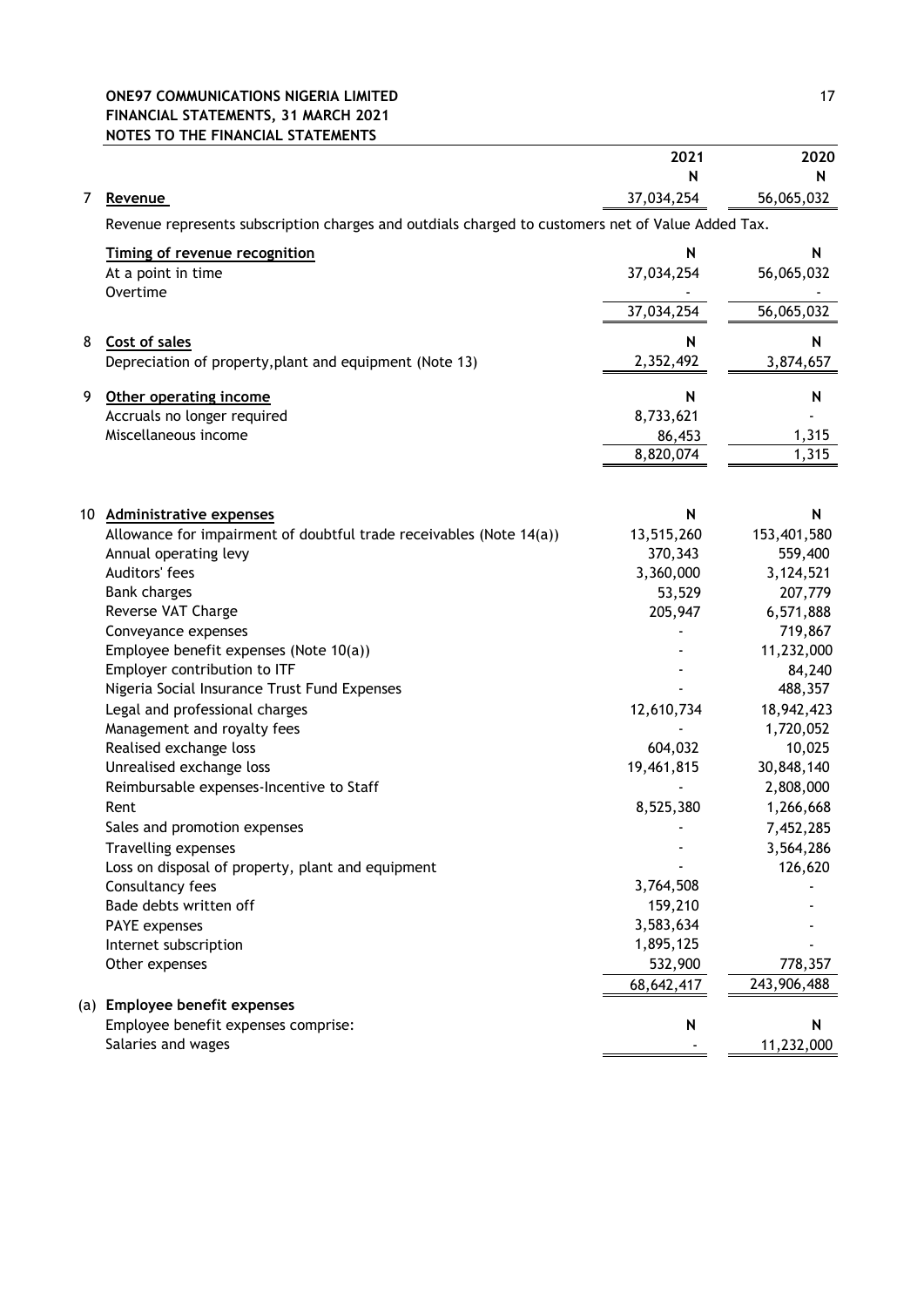**ONE97 COMMUNICATIONS NIGERIA LIMITED**
**FINANCIAL STATEMENTS, 31 MARCH 2021**
**NOTES TO THE FINANCIAL STATEMENTS**

| | | 2021 | 2020 |
|---|---|---|---|
| | | N | N |
| 7 | **Revenue** | 37,034,254 | 56,065,032 |

Revenue represents subscription charges and outdials charged to customers net of Value Added Tax.

| | | | |
|---|---|---|---|
| | **Timing of revenue recognition** | N | N |
| | At a point in time | 37,034,254 | 56,065,032 |
| | Overtime | - | - |
| | | 37,034,254 | 56,065,032 |
| 8 | **Cost of sales** | N | N |
| | Depreciation of property,plant and equipment (Note 13) | 2,352,492 | 3,874,657 |
| 9 | **Other operating income** | N | N |
| | Accruals no longer required | 8,733,621 | - |
| | Miscellaneous income | 86,453 | 1,315 |
| | | 8,820,074 | 1,315 |
| 10 | **Administrative expenses** | N | N |
| | Allowance for impairment of doubtful trade receivables (Note 14(a)) | 13,515,260 | 153,401,580 |
| | Annual operating levy | 370,343 | 559,400 |
| | Auditors' fees | 3,360,000 | 3,124,521 |
| | Bank charges | 53,529 | 207,779 |
| | Reverse VAT Charge | 205,947 | 6,571,888 |
| | Conveyance expenses | - | 719,867 |
| | Employee benefit expenses (Note 10(a)) | - | 11,232,000 |
| | Employer contribution to ITF | - | 84,240 |
| | Nigeria Social Insurance Trust Fund Expenses | - | 488,357 |
| | Legal and professional charges | 12,610,734 | 18,942,423 |
| | Management and royalty fees | - | 1,720,052 |
| | Realised exchange loss | 604,032 | 10,025 |
| | Unrealised exchange loss | 19,461,815 | 30,848,140 |
| | Reimbursable expenses-Incentive to Staff | - | 2,808,000 |
| | Rent | 8,525,380 | 1,266,668 |
| | Sales and promotion expenses | - | 7,452,285 |
| | Travelling expenses | - | 3,564,286 |
| | Loss on disposal of property, plant and equipment | - | 126,620 |
| | Consultancy fees | 3,764,508 | - |
| | Bade debts written off | 159,210 | - |
| | PAYE expenses | 3,583,634 | - |
| | Internet subscription | 1,895,125 | - |
| | Other expenses | 532,900 | 778,357 |
| | | 68,642,417 | 243,906,488 |
| (a) | **Employee benefit expenses** | | |
| | Employee benefit expenses comprise: | N | N |
| | Salaries and wages | - | 11,232,000 |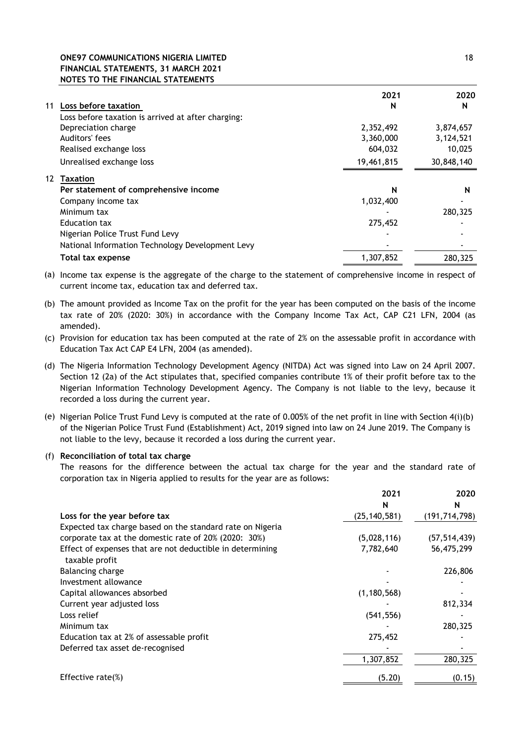**ONE97 COMMUNICATIONS NIGERIA LIMITED**
**FINANCIAL STATEMENTS, 31 MARCH 2021**
**NOTES TO THE FINANCIAL STATEMENTS**

| | | 2021 | 2020 |
|---|---|---|---|
| 11 | **Loss before taxation** | N | N |
| | Loss before taxation is arrived at after charging: | | |
| | Depreciation charge | 2,352,492 | 3,874,657 |
| | Auditors' fees | 3,360,000 | 3,124,521 |
| | Realised exchange loss | 604,032 | 10,025 |
| | Unrealised exchange loss | 19,461,815 | 30,848,140 |
| 12 | **Taxation** | | |
| | **Per statement of comprehensive income** | N | N |
| | Company income tax | 1,032,400 | - |
| | Minimum tax | - | 280,325 |
| | Education tax | 275,452 | - |
| | Nigerian Police Trust Fund Levy | - | - |
| | National Information Technology Development Levy | - | - |
| | **Total tax expense** | 1,307,852 | 280,325 |

(a) Income tax expense is the aggregate of the charge to the statement of comprehensive income in respect of current income tax, education tax and deferred tax.

(b) The amount provided as Income Tax on the profit for the year has been computed on the basis of the income tax rate of 20% (2020: 30%) in accordance with the Company Income Tax Act, CAP C21 LFN, 2004 (as amended).

(c) Provision for education tax has been computed at the rate of 2% on the assessable profit in accordance with Education Tax Act CAP E4 LFN, 2004 (as amended).

(d) The Nigeria Information Technology Development Agency (NITDA) Act was signed into Law on 24 April 2007. Section 12 (2a) of the Act stipulates that, specified companies contribute 1% of their profit before tax to the Nigerian Information Technology Development Agency. The Company is not liable to the levy, because it recorded a loss during the current year.

(e) Nigerian Police Trust Fund Levy is computed at the rate of 0.005% of the net profit in line with Section 4(i)(b) of the Nigerian Police Trust Fund (Establishment) Act, 2019 signed into law on 24 June 2019. The Company is not liable to the levy, because it recorded a loss during the current year.

(f) **Reconciliation of total tax charge**

The reasons for the difference between the actual tax charge for the year and the standard rate of corporation tax in Nigeria applied to results for the year are as follows:

| | 2021 | 2020 |
|---|---|---|
| | N | N |
| **Loss for the year before tax** | (25,140,581) | (191,714,798) |
| Expected tax charge based on the standard rate on Nigeria corporate tax at the domestic rate of 20% (2020: 30%) | (5,028,116) | (57,514,439) |
| Effect of expenses that are not deductible in determining taxable profit | 7,782,640 | 56,475,299 |
| Balancing charge | - | 226,806 |
| Investment allowance | - | - |
| Capital allowances absorbed | (1,180,568) | - |
| Current year adjusted loss | - | 812,334 |
| Loss relief | (541,556) | - |
| Minimum tax | - | 280,325 |
| Education tax at 2% of assessable profit | 275,452 | - |
| Deferred tax asset de-recognised | - | - |
| | 1,307,852 | 280,325 |
| Effective rate(%) | (5.20) | (0.15) |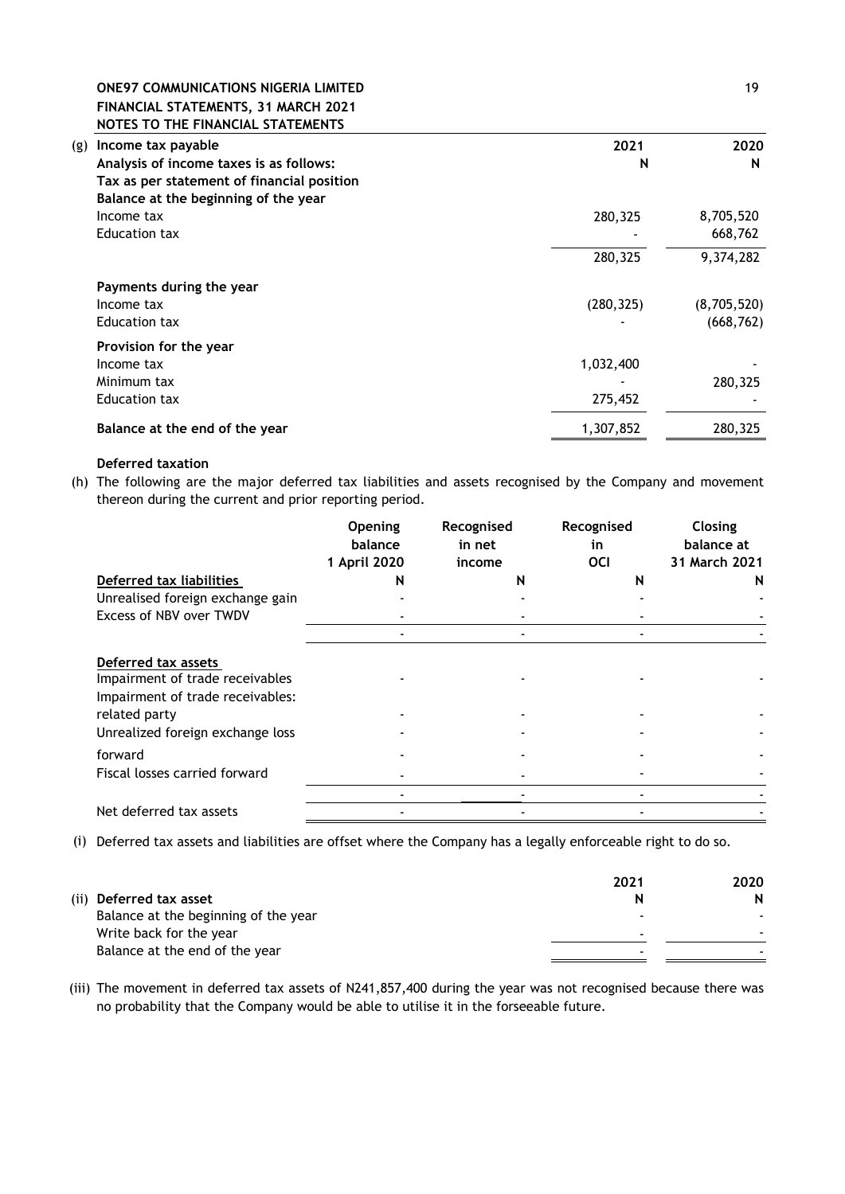**ONE97 COMMUNICATIONS NIGERIA LIMITED**
**FINANCIAL STATEMENTS, 31 MARCH 2021**
**NOTES TO THE FINANCIAL STATEMENTS**

(g) **Income tax payable**

| **Analysis of income taxes is as follows:** | **2021** | **2020** |
|---|---|---|
| **Tax as per statement of financial position** | **N** | **N** |
| **Balance at the beginning of the year** | | |
| Income tax | 280,325 | 8,705,520 |
| Education tax | - | 668,762 |
| | 280,325 | 9,374,282 |
| **Payments during the year** | | |
| Income tax | (280,325) | (8,705,520) |
| Education tax | - | (668,762) |
| **Provision for the year** | | |
| Income tax | 1,032,400 | - |
| Minimum tax | - | 280,325 |
| Education tax | 275,452 | - |
| **Balance at the end of the year** | 1,307,852 | 280,325 |

**Deferred taxation**

(h) The following are the major deferred tax liabilities and assets recognised by the Company and movement thereon during the current and prior reporting period.

| | **Opening balance 1 April 2020** | **Recognised in net income** | **Recognised in OCI** | **Closing balance at 31 March 2021** |
|---|---|---|---|---|
| **Deferred tax liabilities** | **N** | **N** | **N** | **N** |
| Unrealised foreign exchange gain | - | - | - | - |
| Excess of NBV over TWDV | - | - | - | - |
| | - | - | - | - |
| **Deferred tax assets** | | | | |
| Impairment of trade receivables | - | - | - | - |
| Impairment of trade receivables: related party | - | - | - | - |
| Unrealized foreign exchange loss | - | - | - | - |
| forward | - | - | - | - |
| Fiscal losses carried forward | - | - | - | - |
| | - | - | - | - |
| Net deferred tax assets | - | - | - | - |

(i) Deferred tax assets and liabilities are offset where the Company has a legally enforceable right to do so.

| (ii) **Deferred tax asset** | **2021** **N** | **2020** **N** |
|---|---|---|
| Balance at the beginning of the year | - | - |
| Write back for the year | - | - |
| Balance at the end of the year | - | - |

(iii) The movement in deferred tax assets of N241,857,400 during the year was not recognised because there was no probability that the Company would be able to utilise it in the forseeable future.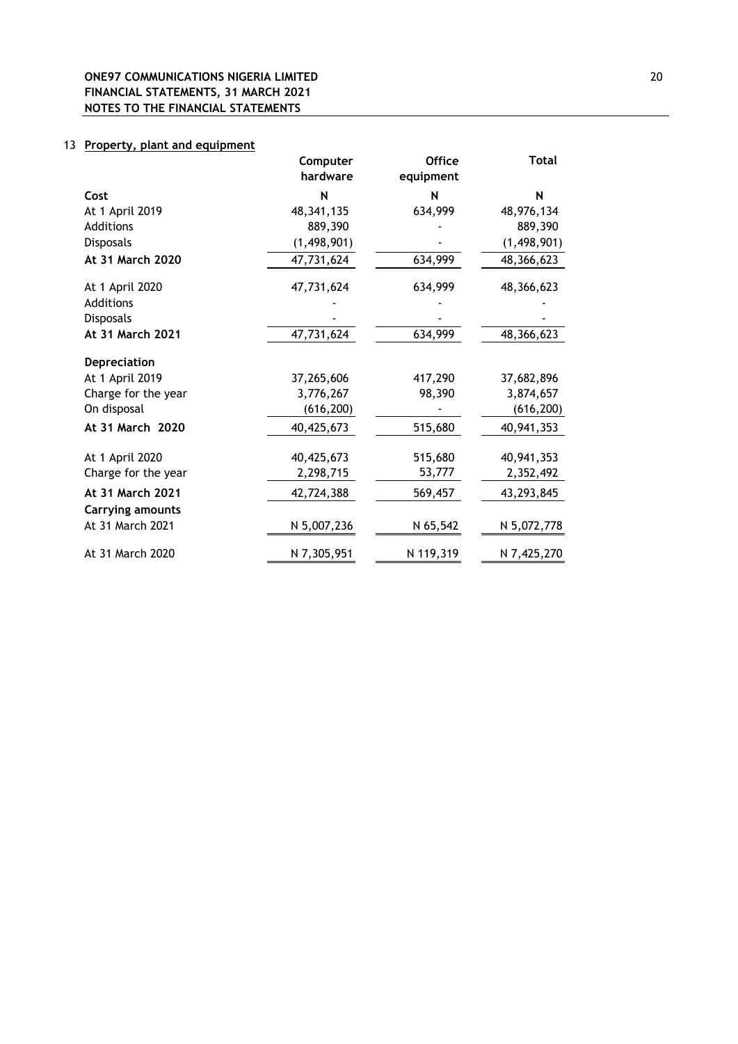## 13 Property, plant and equipment

| | Computer hardware | Office equipment | Total |
|---|---|---|---|
| **Cost** | **N** | **N** | **N** |
| At 1 April 2019 | 48,341,135 | 634,999 | 48,976,134 |
| Additions | 889,390 | - | 889,390 |
| Disposals | (1,498,901) | - | (1,498,901) |
| **At 31 March 2020** | 47,731,624 | 634,999 | 48,366,623 |
| At 1 April 2020 | 47,731,624 | 634,999 | 48,366,623 |
| Additions | - | - | - |
| Disposals | - | - | - |
| **At 31 March 2021** | 47,731,624 | 634,999 | 48,366,623 |
| **Depreciation** | | | |
| At 1 April 2019 | 37,265,606 | 417,290 | 37,682,896 |
| Charge for the year | 3,776,267 | 98,390 | 3,874,657 |
| On disposal | (616,200) | - | (616,200) |
| **At 31 March 2020** | 40,425,673 | 515,680 | 40,941,353 |
| At 1 April 2020 | 40,425,673 | 515,680 | 40,941,353 |
| Charge for the year | 2,298,715 | 53,777 | 2,352,492 |
| **At 31 March 2021** | 42,724,388 | 569,457 | 43,293,845 |
| **Carrying amounts** | | | |
| At 31 March 2021 | N 5,007,236 | N 65,542 | N 5,072,778 |
| At 31 March 2020 | N 7,305,951 | N 119,319 | N 7,425,270 |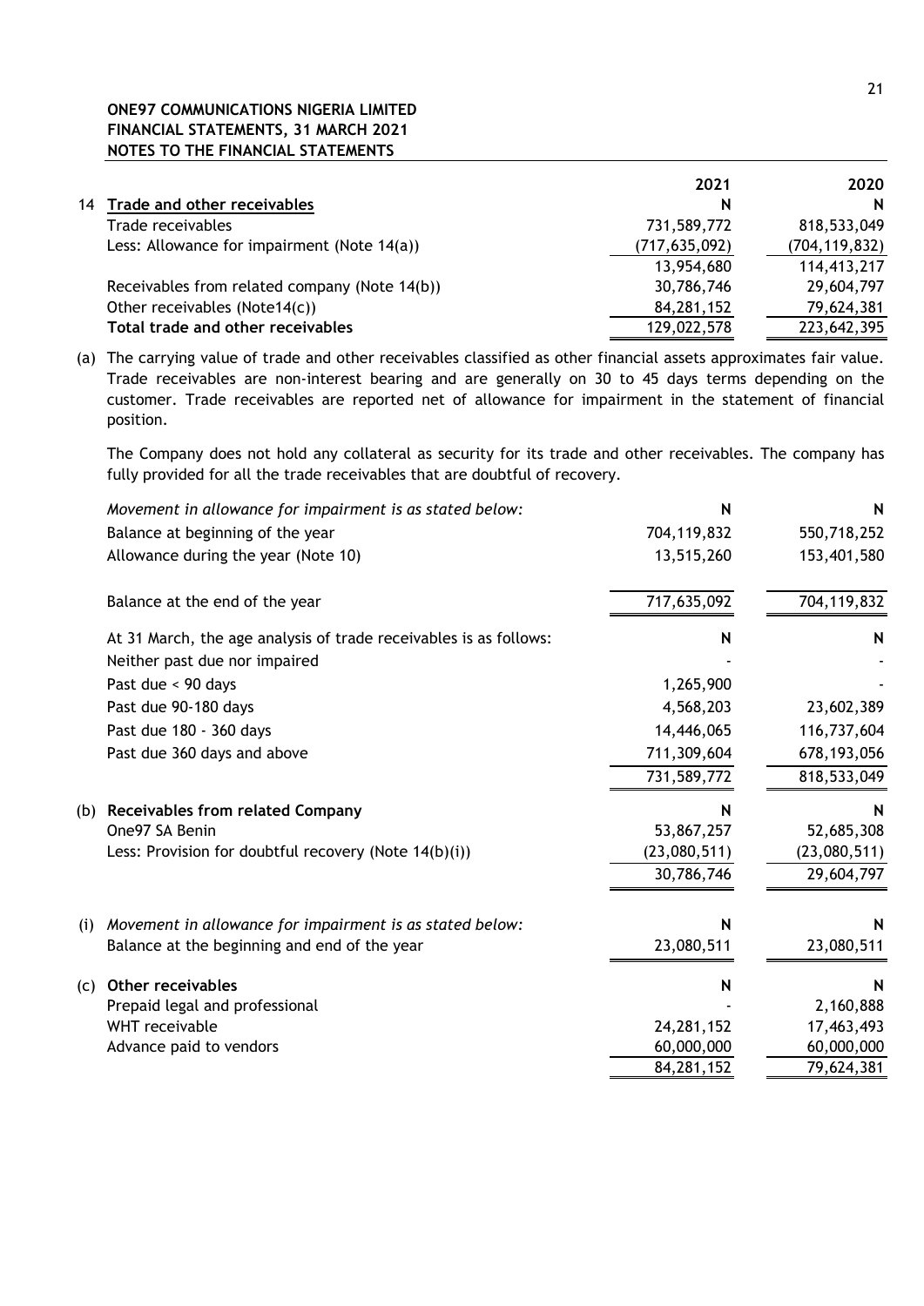**ONE97 COMMUNICATIONS NIGERIA LIMITED**
**FINANCIAL STATEMENTS, 31 MARCH 2021**
**NOTES TO THE FINANCIAL STATEMENTS**

| | | 2021 | 2020 |
|---|---|---|---|
| 14 | **Trade and other receivables** | N | N |
| | Trade receivables | 731,589,772 | 818,533,049 |
| | Less: Allowance for impairment (Note 14(a)) | (717,635,092) | (704,119,832) |
| | | 13,954,680 | 114,413,217 |
| | Receivables from related company (Note 14(b)) | 30,786,746 | 29,604,797 |
| | Other receivables (Note14(c)) | 84,281,152 | 79,624,381 |
| | **Total trade and other receivables** | 129,022,578 | 223,642,395 |

(a) The carrying value of trade and other receivables classified as other financial assets approximates fair value. Trade receivables are non-interest bearing and are generally on 30 to 45 days terms depending on the customer. Trade receivables are reported net of allowance for impairment in the statement of financial position.

The Company does not hold any collateral as security for its trade and other receivables. The company has fully provided for all the trade receivables that are doubtful of recovery.

| *Movement in allowance for impairment is as stated below:* | N | N |
|---|---|---|
| Balance at beginning of the year | 704,119,832 | 550,718,252 |
| Allowance during the year (Note 10) | 13,515,260 | 153,401,580 |
| Balance at the end of the year | 717,635,092 | 704,119,832 |

| At 31 March, the age analysis of trade receivables is as follows: | N | N |
|---|---|---|
| Neither past due nor impaired | - | - |
| Past due < 90 days | 1,265,900 | - |
| Past due 90-180 days | 4,568,203 | 23,602,389 |
| Past due 180 - 360 days | 14,446,065 | 116,737,604 |
| Past due 360 days and above | 711,309,604 | 678,193,056 |
| | 731,589,772 | 818,533,049 |

| | | N | N |
|---|---|---|---|
| (b) | **Receivables from related Company** | | |
| | One97 SA Benin | 53,867,257 | 52,685,308 |
| | Less: Provision for doubtful recovery (Note 14(b)(i)) | (23,080,511) | (23,080,511) |
| | | 30,786,746 | 29,604,797 |
| (i) | *Movement in allowance for impairment is as stated below:* | N | N |
| | Balance at the beginning and end of the year | 23,080,511 | 23,080,511 |
| (c) | **Other receivables** | N | N |
| | Prepaid legal and professional | - | 2,160,888 |
| | WHT receivable | 24,281,152 | 17,463,493 |
| | Advance paid to vendors | 60,000,000 | 60,000,000 |
| | | 84,281,152 | 79,624,381 |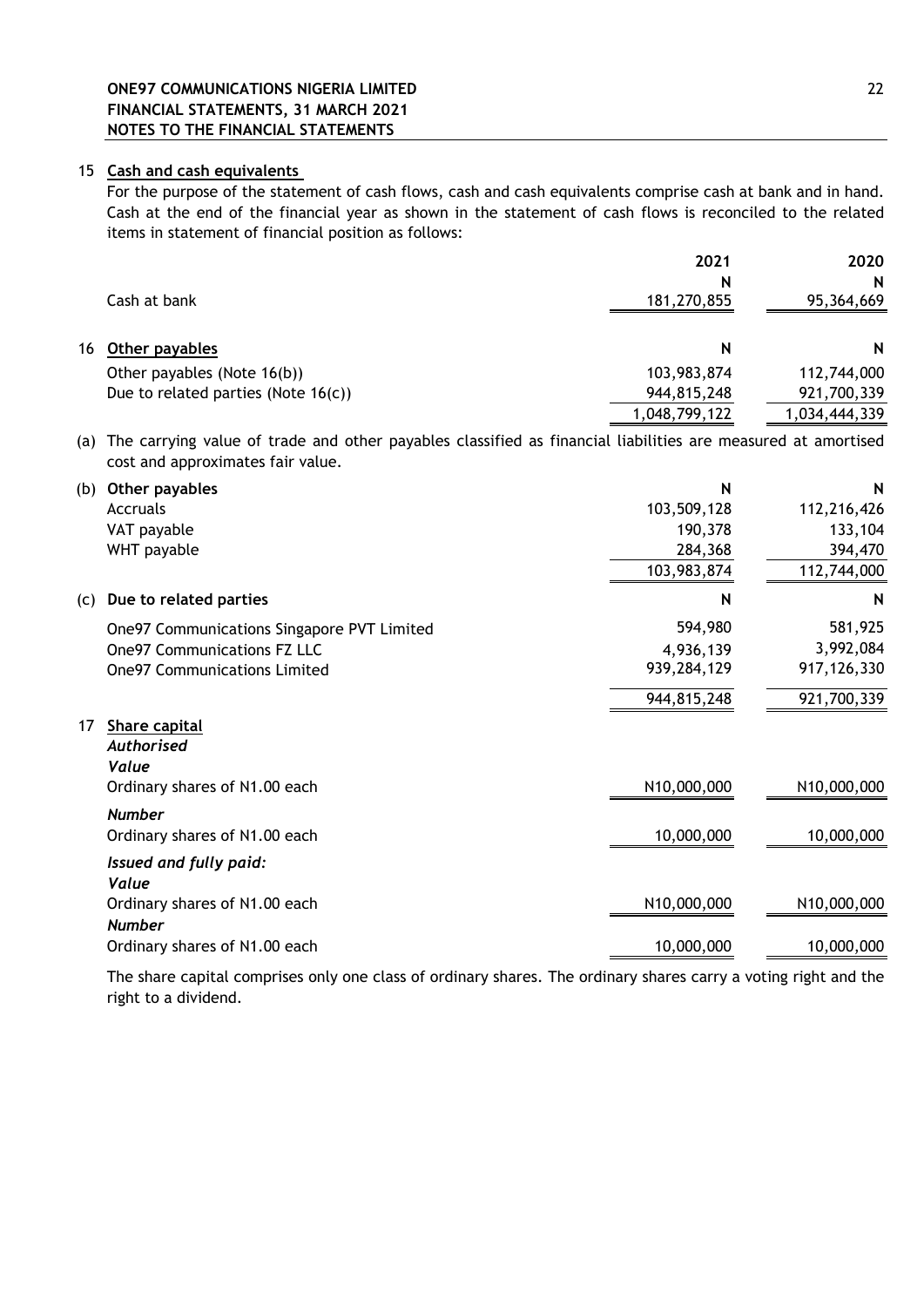## 15 Cash and cash equivalents

For the purpose of the statement of cash flows, cash and cash equivalents comprise cash at bank and in hand. Cash at the end of the financial year as shown in the statement of cash flows is reconciled to the related items in statement of financial position as follows:

| | 2021 | 2020 |
|---|---|---|
| | N | N |
| Cash at bank | 181,270,855 | 95,364,669 |

## 16 Other payables

| | N | N |
|---|---|---|
| Other payables (Note 16(b)) | 103,983,874 | 112,744,000 |
| Due to related parties (Note 16(c)) | 944,815,248 | 921,700,339 |
| | 1,048,799,122 | 1,034,444,339 |

(a) The carrying value of trade and other payables classified as financial liabilities are measured at amortised cost and approximates fair value.

**(b) Other payables**

| | N | N |
|---|---|---|
| Accruals | 103,509,128 | 112,216,426 |
| VAT payable | 190,378 | 133,104 |
| WHT payable | 284,368 | 394,470 |
| | 103,983,874 | 112,744,000 |

**(c) Due to related parties**

| | N | N |
|---|---|---|
| One97 Communications Singapore PVT Limited | 594,980 | 581,925 |
| One97 Communications FZ LLC | 4,936,139 | 3,992,084 |
| One97 Communications Limited | 939,284,129 | 917,126,330 |
| | 944,815,248 | 921,700,339 |

## 17 Share capital

| | 2021 | 2020 |
|---|---|---|
| ***Authorised*** | | |
| ***Value*** | | |
| Ordinary shares of N1.00 each | N10,000,000 | N10,000,000 |
| ***Number*** | | |
| Ordinary shares of N1.00 each | 10,000,000 | 10,000,000 |
| ***Issued and fully paid:*** | | |
| ***Value*** | | |
| Ordinary shares of N1.00 each | N10,000,000 | N10,000,000 |
| ***Number*** | | |
| Ordinary shares of N1.00 each | 10,000,000 | 10,000,000 |

The share capital comprises only one class of ordinary shares. The ordinary shares carry a voting right and the right to a dividend.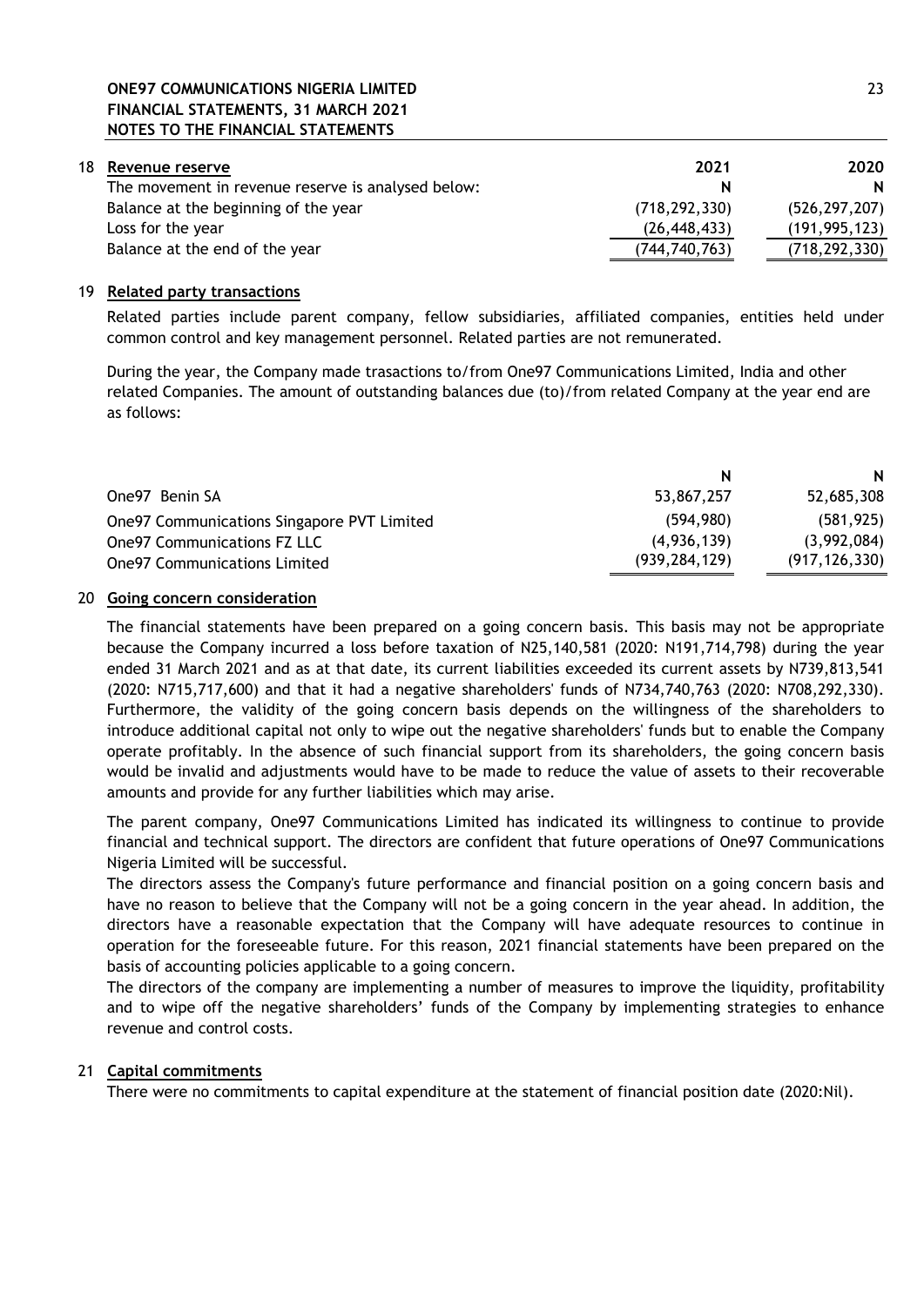## 18 Revenue reserve

| The movement in revenue reserve is analysed below: | 2021<br>N | 2020<br>N |
|---|---|---|
| Balance at the beginning of the year | (718,292,330) | (526,297,207) |
| Loss for the year | (26,448,433) | (191,995,123) |
| Balance at the end of the year | (744,740,763) | (718,292,330) |

## 19 Related party transactions

Related parties include parent company, fellow subsidiaries, affiliated companies, entities held under common control and key management personnel. Related parties are not remunerated.

During the year, the Company made trasactions to/from One97 Communications Limited, India and other related Companies. The amount of outstanding balances due (to)/from related Company at the year end are as follows:

| | N | N |
|---|---|---|
| One97 Benin SA | 53,867,257 | 52,685,308 |
| One97 Communications Singapore PVT Limited | (594,980) | (581,925) |
| One97 Communications FZ LLC | (4,936,139) | (3,992,084) |
| One97 Communications Limited | (939,284,129) | (917,126,330) |

## 20 Going concern consideration

The financial statements have been prepared on a going concern basis. This basis may not be appropriate because the Company incurred a loss before taxation of N25,140,581 (2020: N191,714,798) during the year ended 31 March 2021 and as at that date, its current liabilities exceeded its current assets by N739,813,541 (2020: N715,717,600) and that it had a negative shareholders' funds of N734,740,763 (2020: N708,292,330). Furthermore, the validity of the going concern basis depends on the willingness of the shareholders to introduce additional capital not only to wipe out the negative shareholders' funds but to enable the Company operate profitably. In the absence of such financial support from its shareholders, the going concern basis would be invalid and adjustments would have to be made to reduce the value of assets to their recoverable amounts and provide for any further liabilities which may arise.

The parent company, One97 Communications Limited has indicated its willingness to continue to provide financial and technical support. The directors are confident that future operations of One97 Communications Nigeria Limited will be successful.

The directors assess the Company's future performance and financial position on a going concern basis and have no reason to believe that the Company will not be a going concern in the year ahead. In addition, the directors have a reasonable expectation that the Company will have adequate resources to continue in operation for the foreseeable future. For this reason, 2021 financial statements have been prepared on the basis of accounting policies applicable to a going concern.

The directors of the company are implementing a number of measures to improve the liquidity, profitability and to wipe off the negative shareholders' funds of the Company by implementing strategies to enhance revenue and control costs.

## 21 Capital commitments

There were no commitments to capital expenditure at the statement of financial position date (2020:Nil).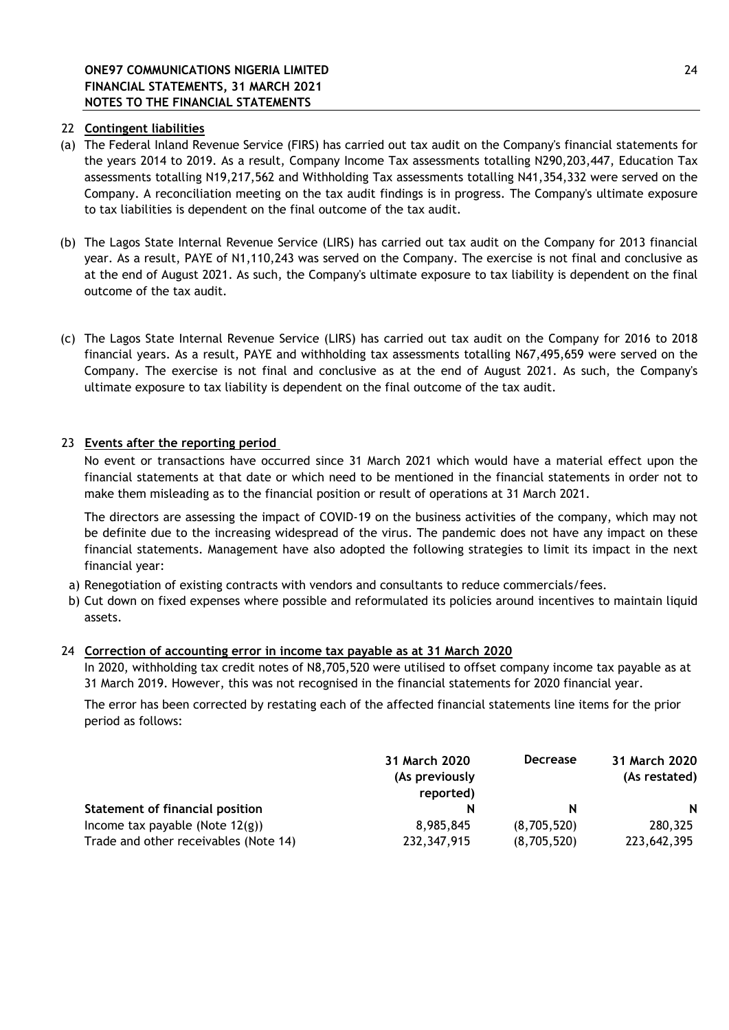## 22 Contingent liabilities

(a) The Federal Inland Revenue Service (FIRS) has carried out tax audit on the Company's financial statements for the years 2014 to 2019. As a result, Company Income Tax assessments totalling N290,203,447, Education Tax assessments totalling N19,217,562 and Withholding Tax assessments totalling N41,354,332 were served on the Company. A reconciliation meeting on the tax audit findings is in progress. The Company's ultimate exposure to tax liabilities is dependent on the final outcome of the tax audit.

(b) The Lagos State Internal Revenue Service (LIRS) has carried out tax audit on the Company for 2013 financial year. As a result, PAYE of N1,110,243 was served on the Company. The exercise is not final and conclusive as at the end of August 2021. As such, the Company's ultimate exposure to tax liability is dependent on the final outcome of the tax audit.

(c) The Lagos State Internal Revenue Service (LIRS) has carried out tax audit on the Company for 2016 to 2018 financial years. As a result, PAYE and withholding tax assessments totalling N67,495,659 were served on the Company. The exercise is not final and conclusive as at the end of August 2021. As such, the Company's ultimate exposure to tax liability is dependent on the final outcome of the tax audit.

## 23 Events after the reporting period

No event or transactions have occurred since 31 March 2021 which would have a material effect upon the financial statements at that date or which need to be mentioned in the financial statements in order not to make them misleading as to the financial position or result of operations at 31 March 2021.

The directors are assessing the impact of COVID-19 on the business activities of the company, which may not be definite due to the increasing widespread of the virus. The pandemic does not have any impact on these financial statements. Management have also adopted the following strategies to limit its impact in the next financial year:

a) Renegotiation of existing contracts with vendors and consultants to reduce commercials/fees.
b) Cut down on fixed expenses where possible and reformulated its policies around incentives to maintain liquid assets.

## 24 Correction of accounting error in income tax payable as at 31 March 2020

In 2020, withholding tax credit notes of N8,705,520 were utilised to offset company income tax payable as at 31 March 2019. However, this was not recognised in the financial statements for 2020 financial year.

The error has been corrected by restating each of the affected financial statements line items for the prior period as follows:

| | 31 March 2020 (As previously reported) | Decrease | 31 March 2020 (As restated) |
|---|---|---|---|
| **Statement of financial position** | **N** | **N** | **N** |
| Income tax payable (Note 12(g)) | 8,985,845 | (8,705,520) | 280,325 |
| Trade and other receivables (Note 14) | 232,347,915 | (8,705,520) | 223,642,395 |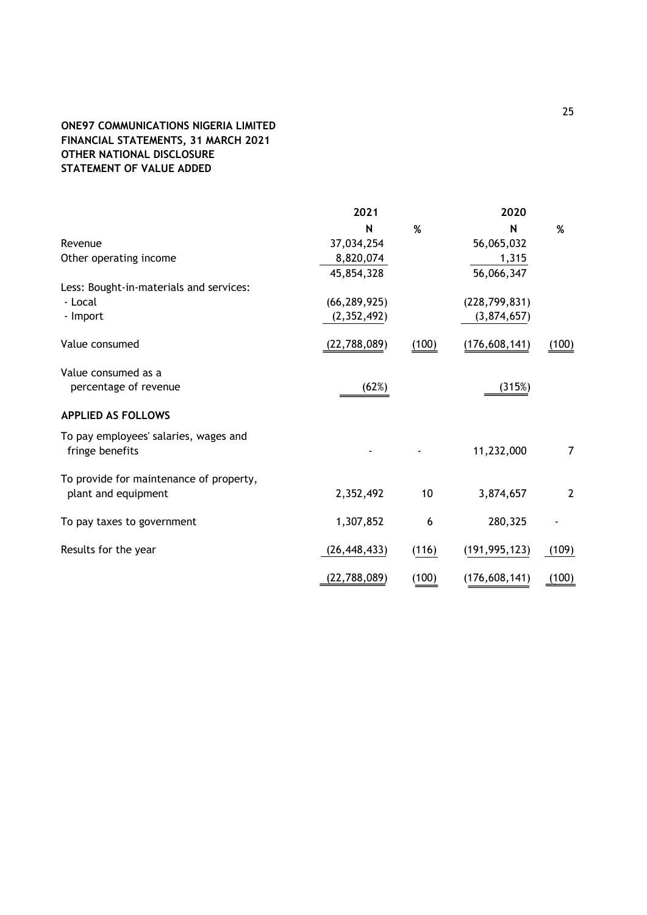**ONE97 COMMUNICATIONS NIGERIA LIMITED**
**FINANCIAL STATEMENTS, 31 MARCH 2021**
**OTHER NATIONAL DISCLOSURE**
**STATEMENT OF VALUE ADDED**

| | 2021 | | 2020 | |
|---|---|---|---|---|
| | N | % | N | % |
| Revenue | 37,034,254 | | 56,065,032 | |
| Other operating income | 8,820,074 | | 1,315 | |
| | 45,854,328 | | 56,066,347 | |
| Less: Bought-in-materials and services: | | | | |
| - Local | (66,289,925) | | (228,799,831) | |
| - Import | (2,352,492) | | (3,874,657) | |
| Value consumed | (22,788,089) | (100) | (176,608,141) | (100) |
| Value consumed as a percentage of revenue | (62%) | | (315%) | |
| **APPLIED AS FOLLOWS** | | | | |
| To pay employees' salaries, wages and fringe benefits | - | - | 11,232,000 | 7 |
| To provide for maintenance of property, plant and equipment | 2,352,492 | 10 | 3,874,657 | 2 |
| To pay taxes to government | 1,307,852 | 6 | 280,325 | - |
| Results for the year | (26,448,433) | (116) | (191,995,123) | (109) |
| | (22,788,089) | (100) | (176,608,141) | (100) |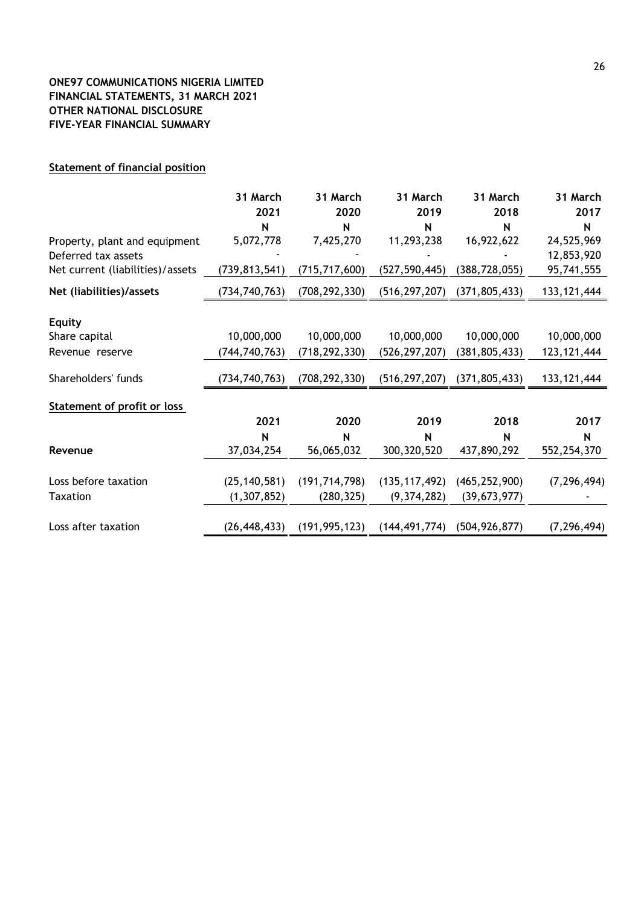**ONE97 COMMUNICATIONS NIGERIA LIMITED**
**FINANCIAL STATEMENTS, 31 MARCH 2021**
**OTHER NATIONAL DISCLOSURE**
**FIVE-YEAR FINANCIAL SUMMARY**

**Statement of financial position**

| | 31 March 2021 | 31 March 2020 | 31 March 2019 | 31 March 2018 | 31 March 2017 |
|---|---|---|---|---|---|
| | N | N | N | N | N |
| Property, plant and equipment | 5,072,778 | 7,425,270 | 11,293,238 | 16,922,622 | 24,525,969 |
| Deferred tax assets | - | - | - | - | 12,853,920 |
| Net current (liabilities)/assets | (739,813,541) | (715,717,600) | (527,590,445) | (388,728,055) | 95,741,555 |
| **Net (liabilities)/assets** | (734,740,763) | (708,292,330) | (516,297,207) | (371,805,433) | 133,121,444 |
| **Equity** | | | | | |
| Share capital | 10,000,000 | 10,000,000 | 10,000,000 | 10,000,000 | 10,000,000 |
| Revenue reserve | (744,740,763) | (718,292,330) | (526,297,207) | (381,805,433) | 123,121,444 |
| Shareholders' funds | (734,740,763) | (708,292,330) | (516,297,207) | (371,805,433) | 133,121,444 |

**Statement of profit or loss**

| | 2021 | 2020 | 2019 | 2018 | 2017 |
|---|---|---|---|---|---|
| | N | N | N | N | N |
| **Revenue** | 37,034,254 | 56,065,032 | 300,320,520 | 437,890,292 | 552,254,370 |
| Loss before taxation | (25,140,581) | (191,714,798) | (135,117,492) | (465,252,900) | (7,296,494) |
| Taxation | (1,307,852) | (280,325) | (9,374,282) | (39,673,977) | - |
| Loss after taxation | (26,448,433) | (191,995,123) | (144,491,774) | (504,926,877) | (7,296,494) |